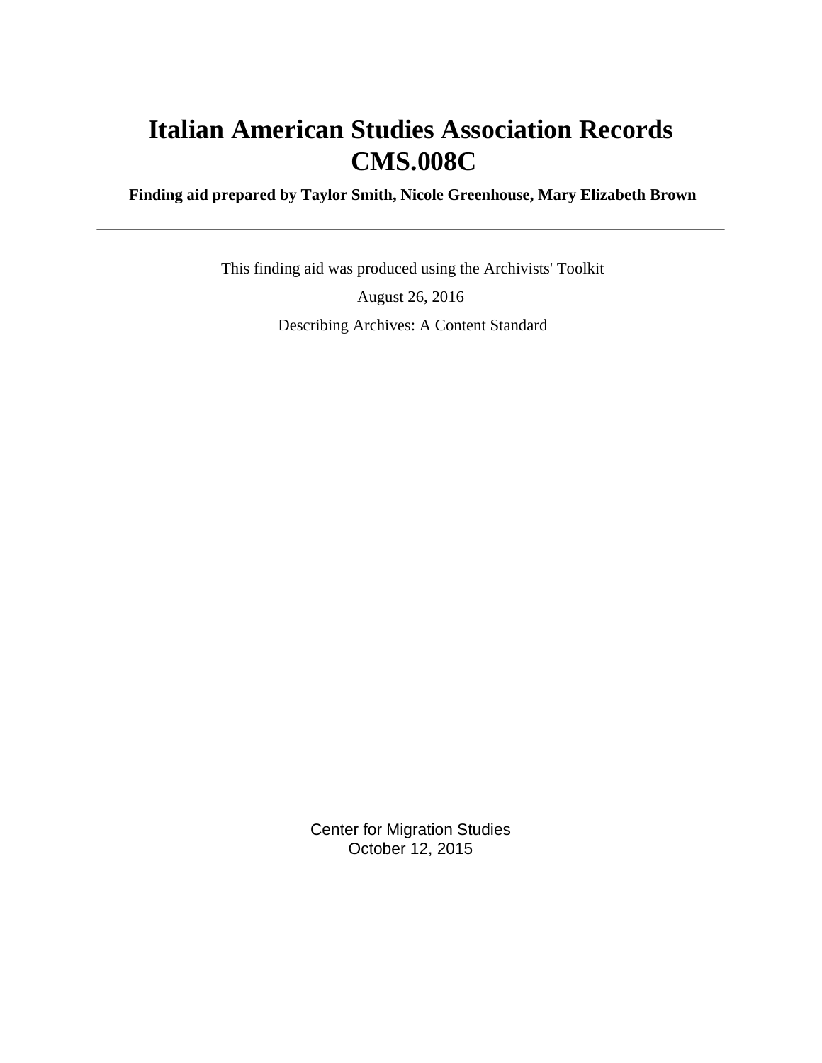# Italian American Studies Association Records CMS.008C

**Finding aid prepared by Taylor Smith, Nicole Greenhouse, Mary Elizabeth Brown**

---

This finding aid was produced using the Archivists' Toolkit

August 26, 2016

Describing Archives: A Content Standard

Center for Migration Studies
October 12, 2015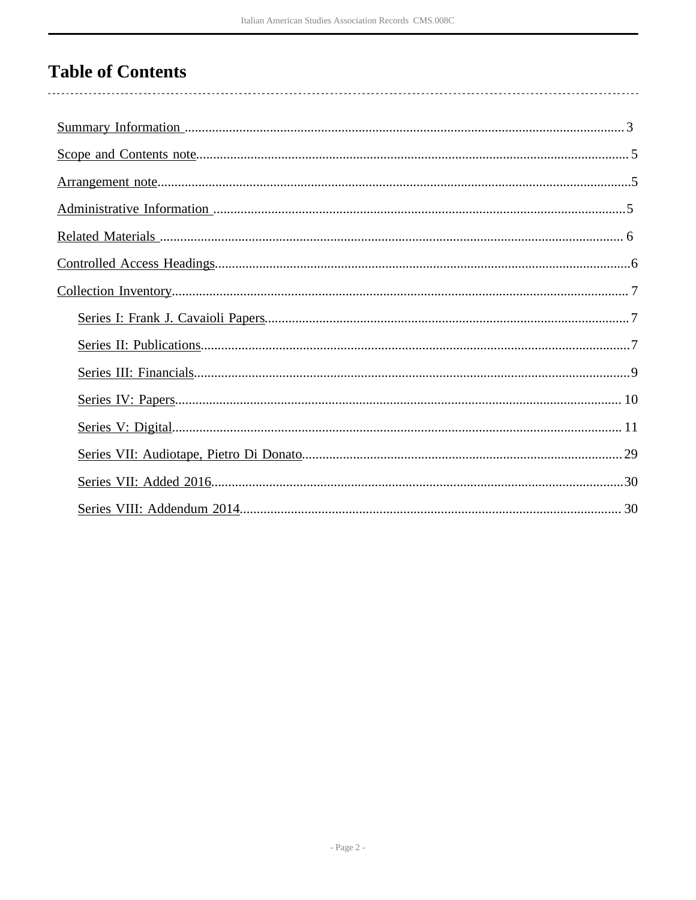# Table of Contents

- Summary Information ..... 3
- Scope and Contents note ..... 5
- Arrangement note ..... 5
- Administrative Information ..... 5
- Related Materials ..... 6
- Controlled Access Headings ..... 6
- Collection Inventory ..... 7
    - Series I: Frank J. Cavaioli Papers ..... 7
    - Series II: Publications ..... 7
    - Series III: Financials ..... 9
    - Series IV: Papers ..... 10
    - Series V: Digital ..... 11
    - Series VII: Audiotape, Pietro Di Donato ..... 29
    - Series VII: Added 2016 ..... 30
    - Series VIII: Addendum 2014 ..... 30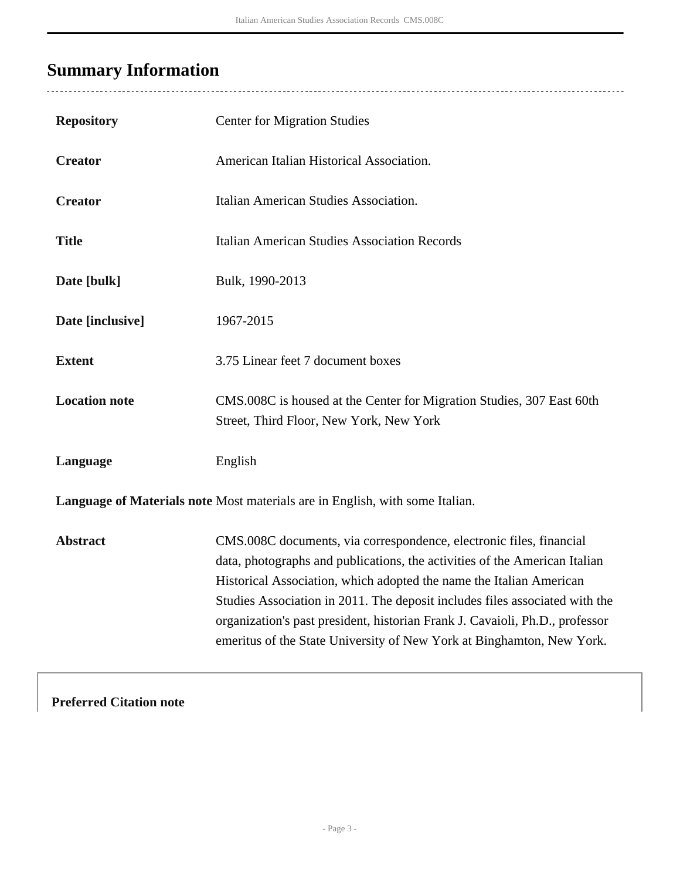## Summary Information

| | |
|---|---|
| **Repository** | Center for Migration Studies |
| **Creator** | American Italian Historical Association. |
| **Creator** | Italian American Studies Association. |
| **Title** | Italian American Studies Association Records |
| **Date [bulk]** | Bulk, 1990-2013 |
| **Date [inclusive]** | 1967-2015 |
| **Extent** | 3.75 Linear feet 7 document boxes |
| **Location note** | CMS.008C is housed at the Center for Migration Studies, 307 East 60th Street, Third Floor, New York, New York |
| **Language** | English |
| **Language of Materials note** | Most materials are in English, with some Italian. |
| **Abstract** | CMS.008C documents, via correspondence, electronic files, financial data, photographs and publications, the activities of the American Italian Historical Association, which adopted the name the Italian American Studies Association in 2011. The deposit includes files associated with the organization's past president, historian Frank J. Cavaioli, Ph.D., professor emeritus of the State University of New York at Binghamton, New York. |

**Preferred Citation note**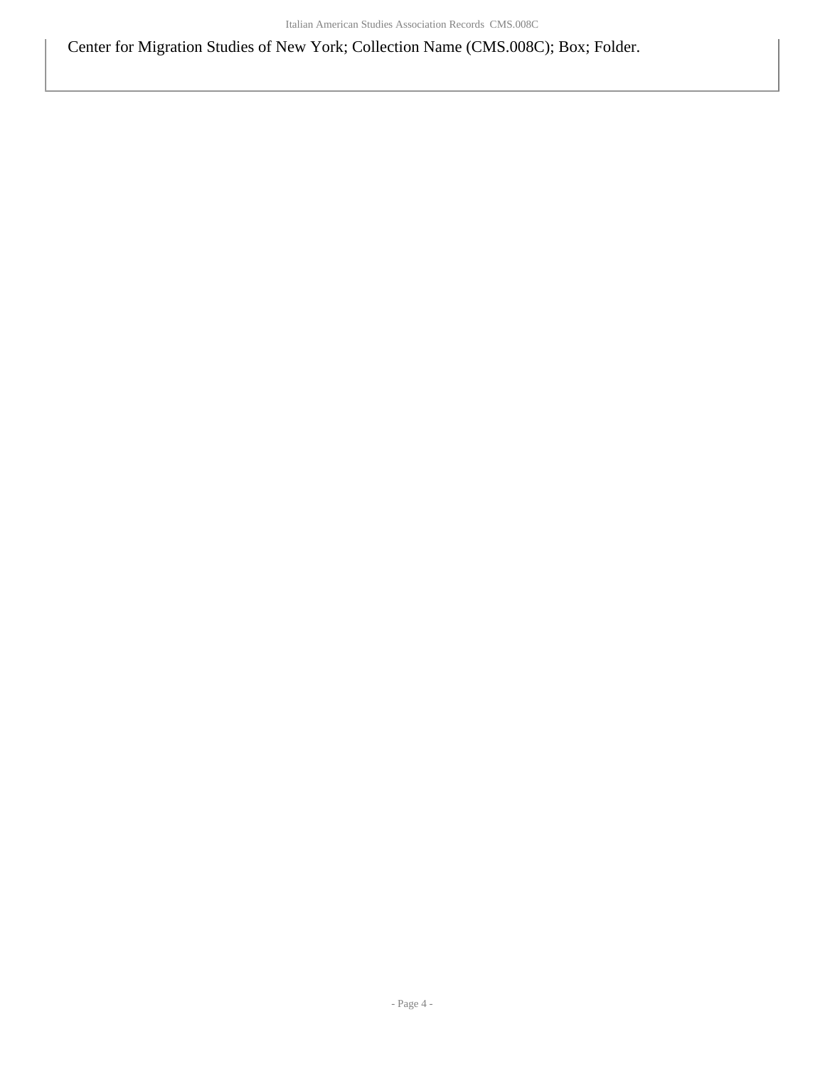Center for Migration Studies of New York; Collection Name (CMS.008C); Box; Folder.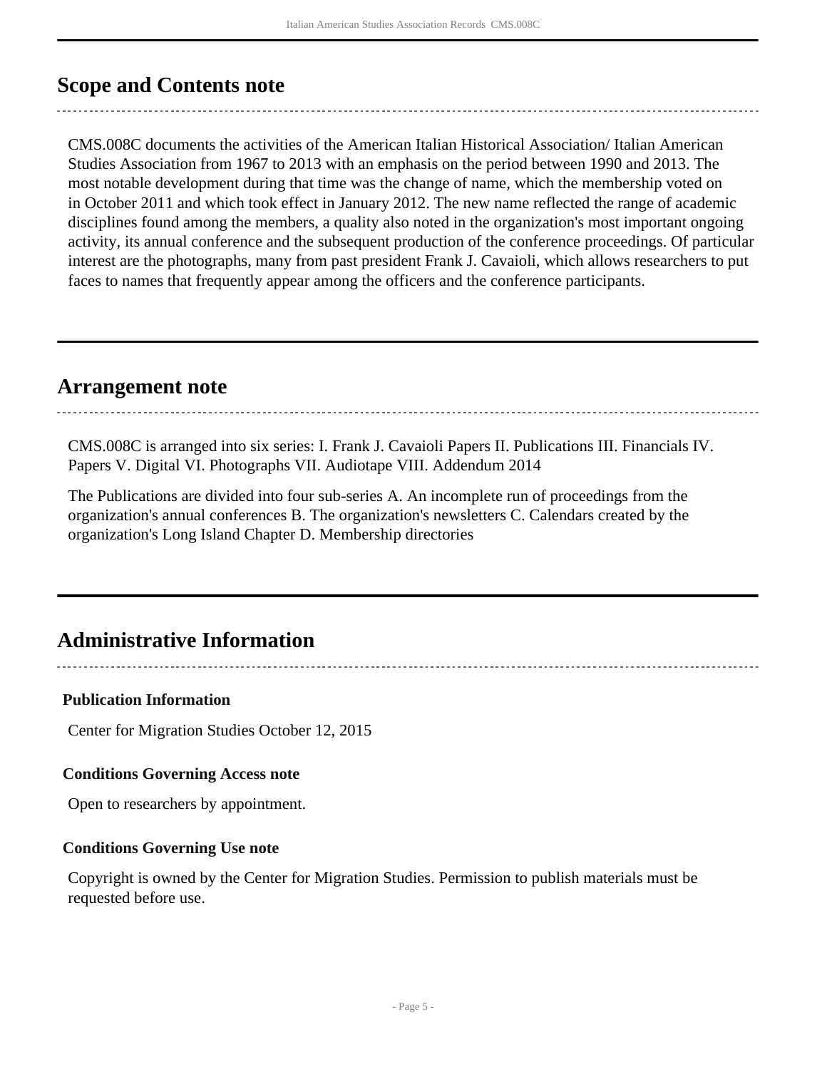## Scope and Contents note

CMS.008C documents the activities of the American Italian Historical Association/ Italian American Studies Association from 1967 to 2013 with an emphasis on the period between 1990 and 2013. The most notable development during that time was the change of name, which the membership voted on in October 2011 and which took effect in January 2012. The new name reflected the range of academic disciplines found among the members, a quality also noted in the organization's most important ongoing activity, its annual conference and the subsequent production of the conference proceedings. Of particular interest are the photographs, many from past president Frank J. Cavaioli, which allows researchers to put faces to names that frequently appear among the officers and the conference participants.

## Arrangement note

CMS.008C is arranged into six series: I. Frank J. Cavaioli Papers II. Publications III. Financials IV. Papers V. Digital VI. Photographs VII. Audiotape VIII. Addendum 2014

The Publications are divided into four sub-series A. An incomplete run of proceedings from the organization's annual conferences B. The organization's newsletters C. Calendars created by the organization's Long Island Chapter D. Membership directories

## Administrative Information

### Publication Information

Center for Migration Studies October 12, 2015

### Conditions Governing Access note

Open to researchers by appointment.

### Conditions Governing Use note

Copyright is owned by the Center for Migration Studies. Permission to publish materials must be requested before use.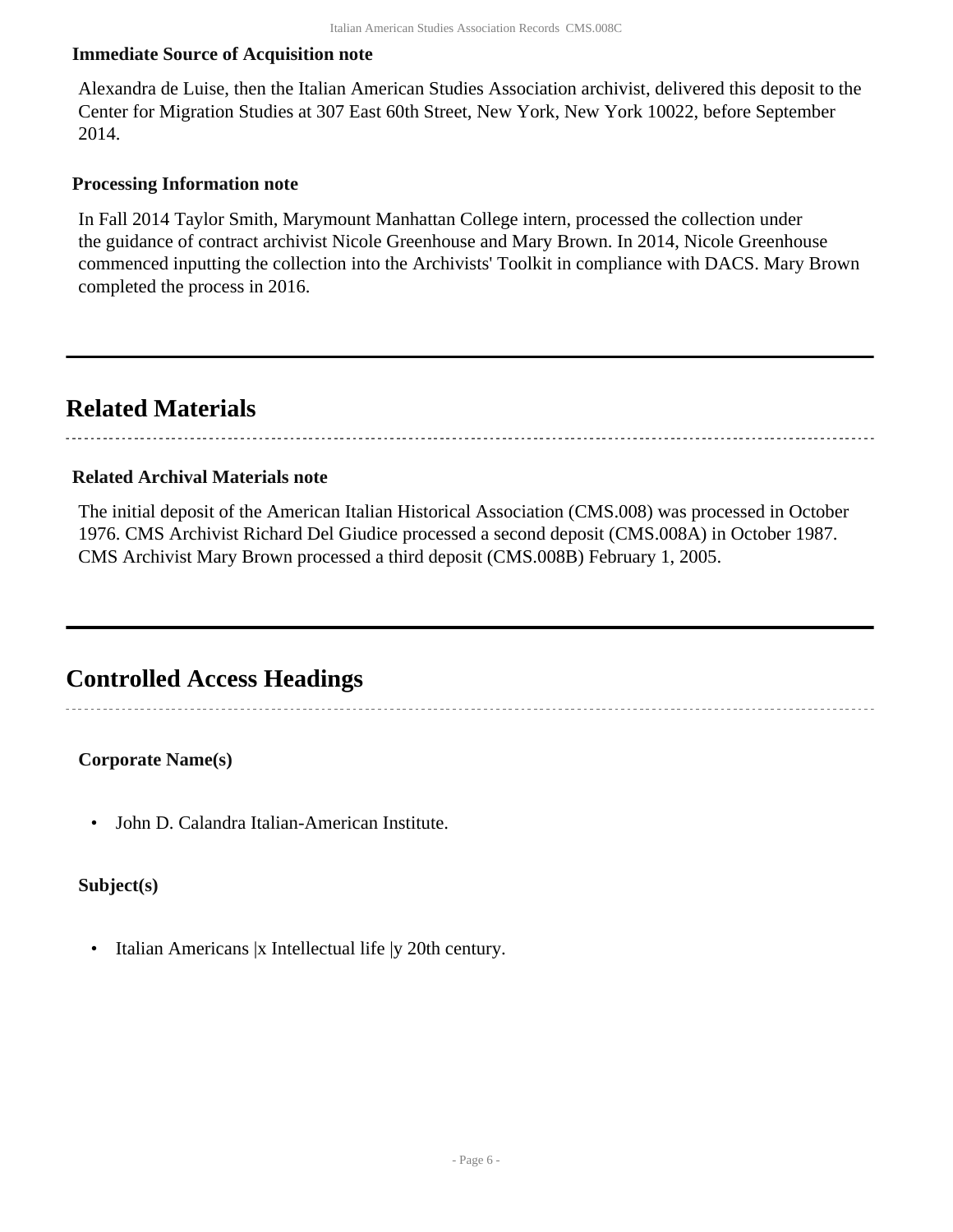### Immediate Source of Acquisition note

Alexandra de Luise, then the Italian American Studies Association archivist, delivered this deposit to the Center for Migration Studies at 307 East 60th Street, New York, New York 10022, before September 2014.

### Processing Information note

In Fall 2014 Taylor Smith, Marymount Manhattan College intern, processed the collection under the guidance of contract archivist Nicole Greenhouse and Mary Brown. In 2014, Nicole Greenhouse commenced inputting the collection into the Archivists' Toolkit in compliance with DACS. Mary Brown completed the process in 2016.

## Related Materials

### Related Archival Materials note

The initial deposit of the American Italian Historical Association (CMS.008) was processed in October 1976. CMS Archivist Richard Del Giudice processed a second deposit (CMS.008A) in October 1987. CMS Archivist Mary Brown processed a third deposit (CMS.008B) February 1, 2005.

## Controlled Access Headings

**Corporate Name(s)**

- John D. Calandra Italian-American Institute.

**Subject(s)**

- Italian Americans |x Intellectual life |y 20th century.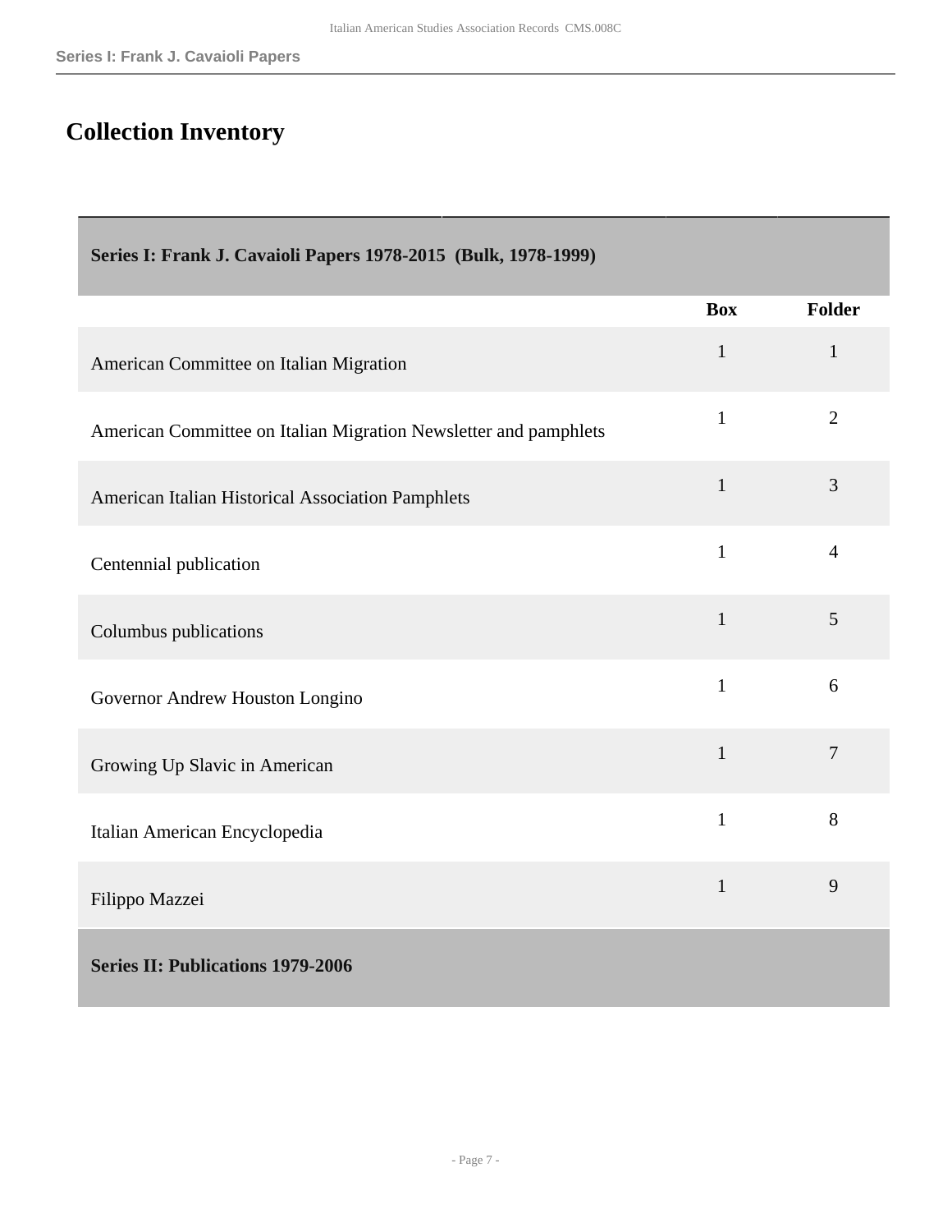# Collection Inventory

| Series I: Frank J. Cavaioli Papers 1978-2015 (Bulk, 1978-1999) | | |
|---|---|---|
| | **Box** | **Folder** |
| American Committee on Italian Migration | 1 | 1 |
| American Committee on Italian Migration Newsletter and pamphlets | 1 | 2 |
| American Italian Historical Association Pamphlets | 1 | 3 |
| Centennial publication | 1 | 4 |
| Columbus publications | 1 | 5 |
| Governor Andrew Houston Longino | 1 | 6 |
| Growing Up Slavic in American | 1 | 7 |
| Italian American Encyclopedia | 1 | 8 |
| Filippo Mazzei | 1 | 9 |
| **Series II: Publications 1979-2006** | | |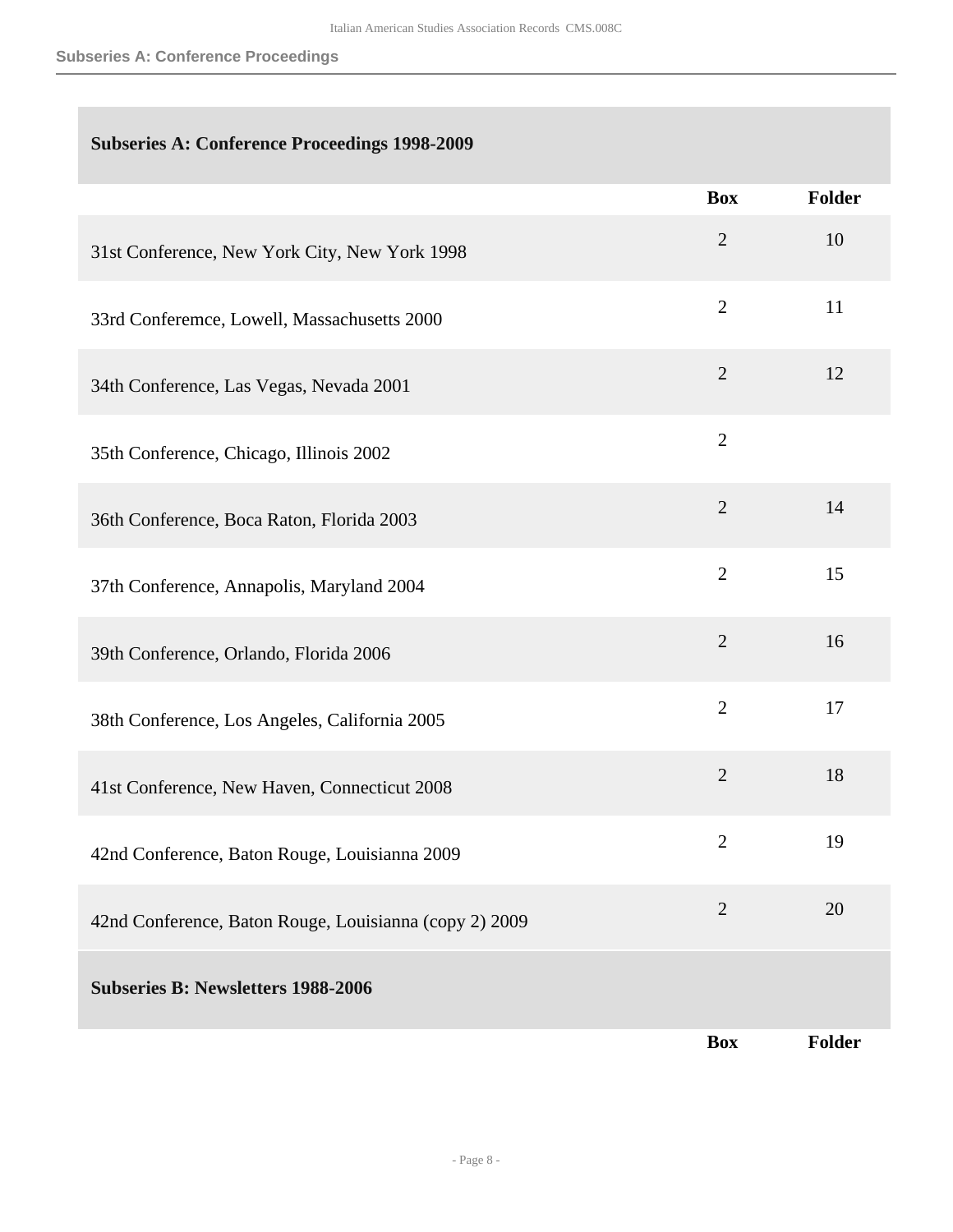## Subseries A: Conference Proceedings 1998-2009

| | Box | Folder |
|---|---|---|
| 31st Conference, New York City, New York 1998 | 2 | 10 |
| 33rd Conferemce, Lowell, Massachusetts 2000 | 2 | 11 |
| 34th Conference, Las Vegas, Nevada 2001 | 2 | 12 |
| 35th Conference, Chicago, Illinois 2002 | 2 | |
| 36th Conference, Boca Raton, Florida 2003 | 2 | 14 |
| 37th Conference, Annapolis, Maryland 2004 | 2 | 15 |
| 39th Conference, Orlando, Florida 2006 | 2 | 16 |
| 38th Conference, Los Angeles, California 2005 | 2 | 17 |
| 41st Conference, New Haven, Connecticut 2008 | 2 | 18 |
| 42nd Conference, Baton Rouge, Louisianna 2009 | 2 | 19 |
| 42nd Conference, Baton Rouge, Louisianna (copy 2) 2009 | 2 | 20 |

## Subseries B: Newsletters 1988-2006

| | Box | Folder |
|---|---|---|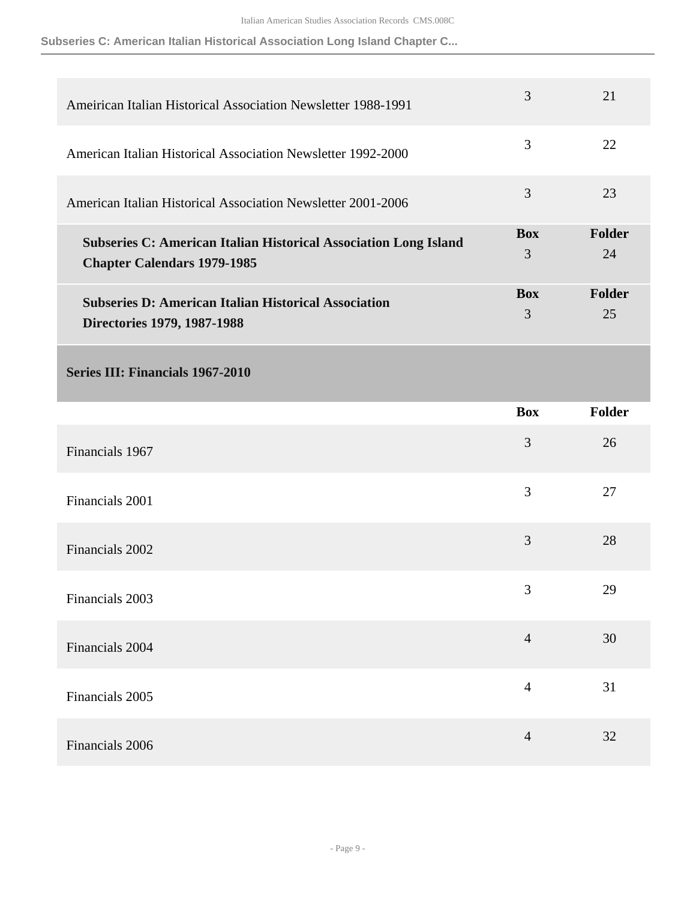| | Box | Folder |
|---|---|---|
| Ameirican Italian Historical Association Newsletter 1988-1991 | 3 | 21 |
| American Italian Historical Association Newsletter 1992-2000 | 3 | 22 |
| American Italian Historical Association Newsletter 2001-2006 | 3 | 23 |

| **Subseries C: American Italian Historical Association Long Island Chapter Calendars 1979-1985** | **Box** | **Folder** |
|---|---|---|
| | 3 | 24 |

| **Subseries D: American Italian Historical Association Directories 1979, 1987-1988** | **Box** | **Folder** |
|---|---|---|
| | 3 | 25 |

### Series III: Financials 1967-2010

| | **Box** | **Folder** |
|---|---|---|
| Financials 1967 | 3 | 26 |
| Financials 2001 | 3 | 27 |
| Financials 2002 | 3 | 28 |
| Financials 2003 | 3 | 29 |
| Financials 2004 | 4 | 30 |
| Financials 2005 | 4 | 31 |
| Financials 2006 | 4 | 32 |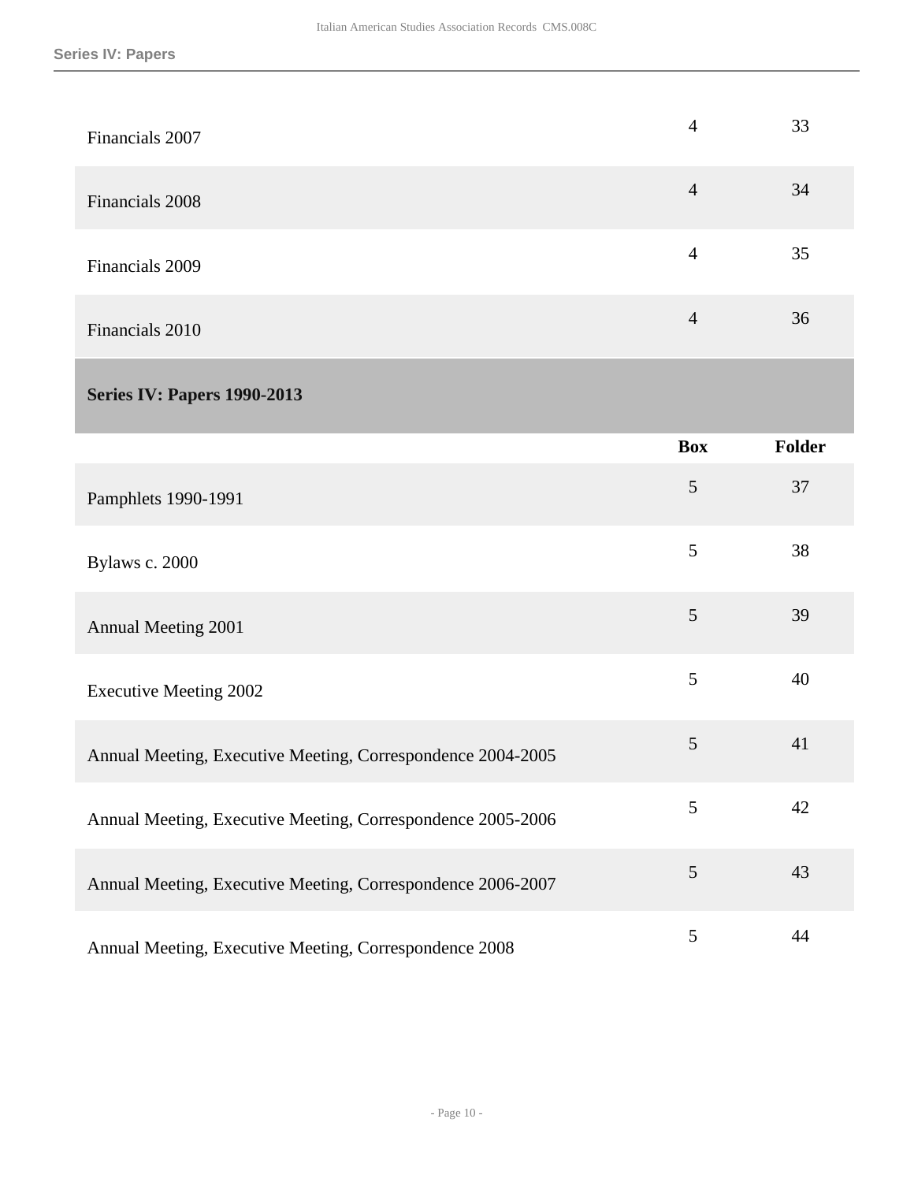| | Box | Folder |
|---|---|---|
| Financials 2007 | 4 | 33 |
| Financials 2008 | 4 | 34 |
| Financials 2009 | 4 | 35 |
| Financials 2010 | 4 | 36 |

## Series IV: Papers 1990-2013

| | Box | Folder |
|---|---|---|
| Pamphlets 1990-1991 | 5 | 37 |
| Bylaws c. 2000 | 5 | 38 |
| Annual Meeting 2001 | 5 | 39 |
| Executive Meeting 2002 | 5 | 40 |
| Annual Meeting, Executive Meeting, Correspondence 2004-2005 | 5 | 41 |
| Annual Meeting, Executive Meeting, Correspondence 2005-2006 | 5 | 42 |
| Annual Meeting, Executive Meeting, Correspondence 2006-2007 | 5 | 43 |
| Annual Meeting, Executive Meeting, Correspondence 2008 | 5 | 44 |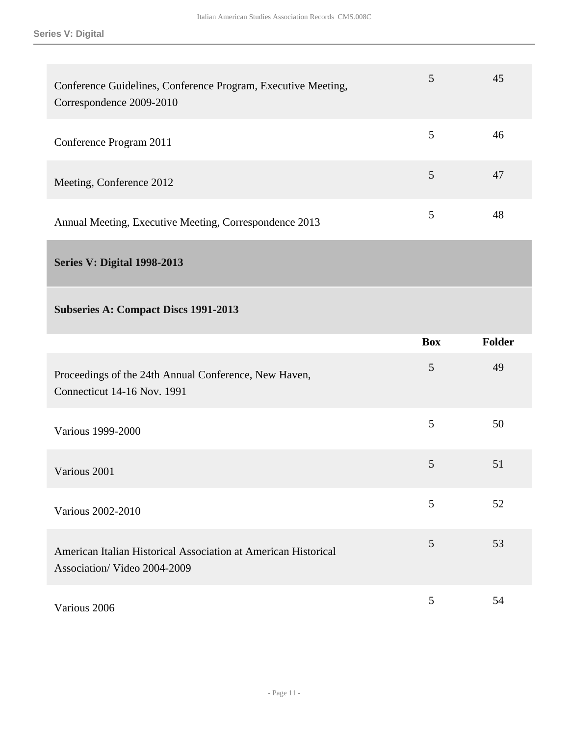| | Box | Folder |
|---|---|---|
| Conference Guidelines, Conference Program, Executive Meeting, Correspondence 2009-2010 | 5 | 45 |
| Conference Program 2011 | 5 | 46 |
| Meeting, Conference 2012 | 5 | 47 |
| Annual Meeting, Executive Meeting, Correspondence 2013 | 5 | 48 |

## Series V: Digital 1998-2013

### Subseries A: Compact Discs 1991-2013

| | Box | Folder |
|---|---|---|
| Proceedings of the 24th Annual Conference, New Haven, Connecticut 14-16 Nov. 1991 | 5 | 49 |
| Various 1999-2000 | 5 | 50 |
| Various 2001 | 5 | 51 |
| Various 2002-2010 | 5 | 52 |
| American Italian Historical Association at American Historical Association/ Video 2004-2009 | 5 | 53 |
| Various 2006 | 5 | 54 |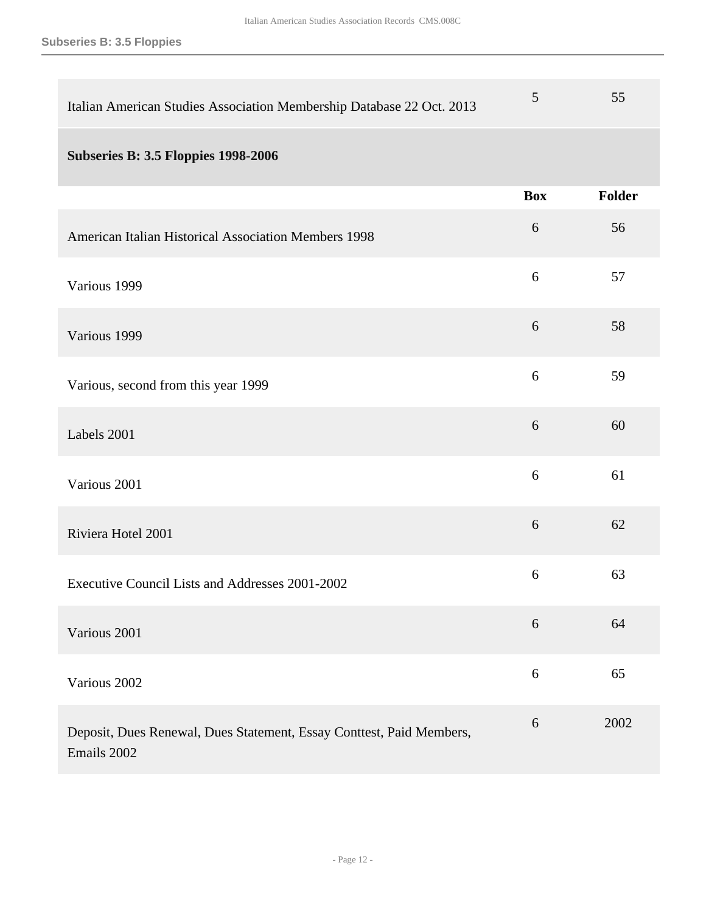| | Box | Folder |
|---|---|---|
| Italian American Studies Association Membership Database 22 Oct. 2013 | 5 | 55 |

### Subseries B: 3.5 Floppies 1998-2006

| | Box | Folder |
|---|---|---|
| American Italian Historical Association Members 1998 | 6 | 56 |
| Various 1999 | 6 | 57 |
| Various 1999 | 6 | 58 |
| Various, second from this year 1999 | 6 | 59 |
| Labels 2001 | 6 | 60 |
| Various 2001 | 6 | 61 |
| Riviera Hotel 2001 | 6 | 62 |
| Executive Council Lists and Addresses 2001-2002 | 6 | 63 |
| Various 2001 | 6 | 64 |
| Various 2002 | 6 | 65 |
| Deposit, Dues Renewal, Dues Statement, Essay Conttest, Paid Members, Emails 2002 | 6 | 2002 |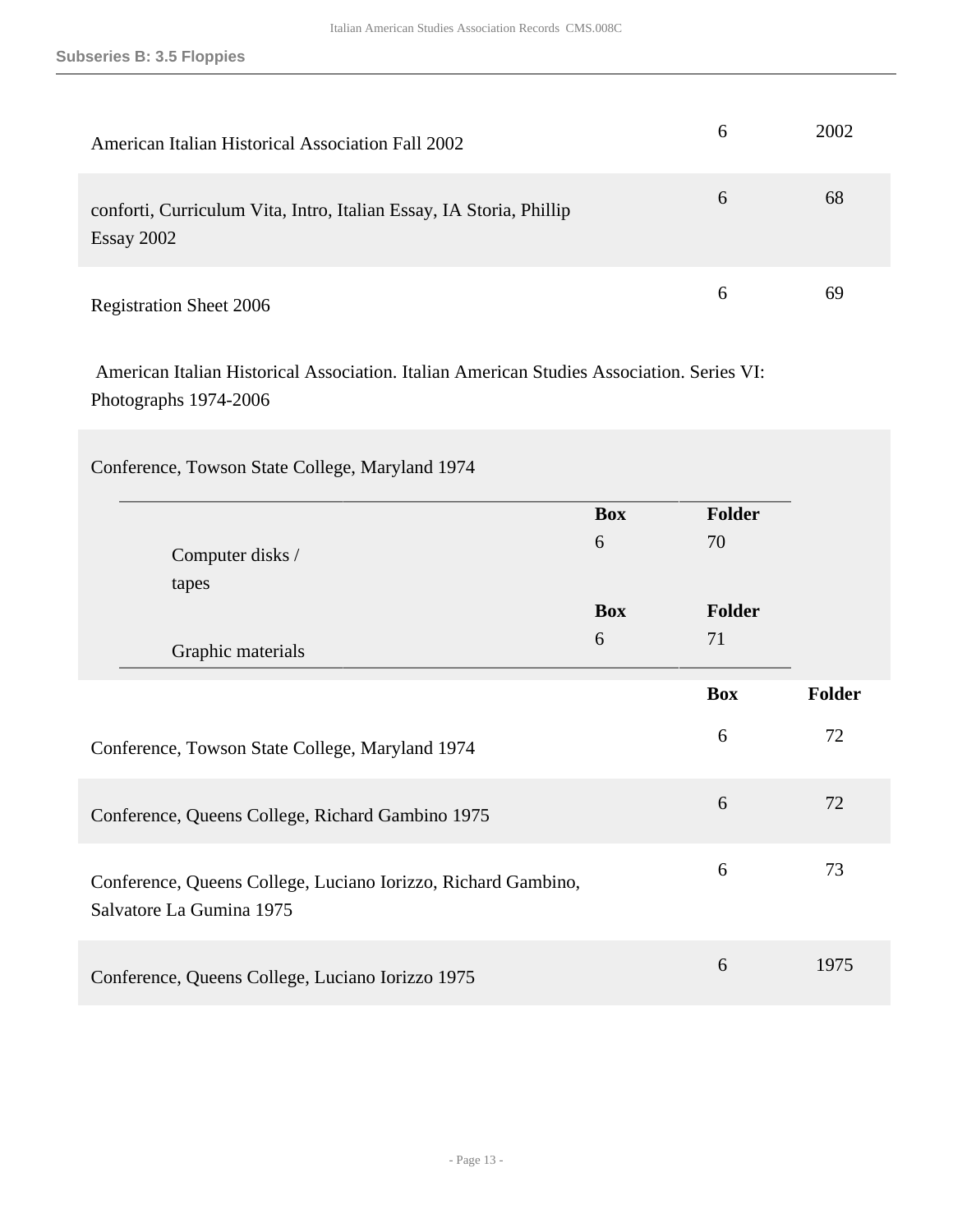Subseries B: 3.5 Floppies

| | | |
|---|---|---|
| American Italian Historical Association Fall 2002 | 6 | 2002 |
| conforti, Curriculum Vita, Intro, Italian Essay, IA Storia, Phillip Essay 2002 | 6 | 68 |
| Registration Sheet 2006 | 6 | 69 |

American Italian Historical Association. Italian American Studies Association. Series VI: Photographs 1974-2006

Conference, Towson State College, Maryland 1974

| | Box | Folder |
|---|---|---|
| Computer disks / tapes | 6 | 70 |
| Graphic materials | 6 | 71 |

| | Box | Folder |
|---|---|---|
| Conference, Towson State College, Maryland 1974 | 6 | 72 |
| Conference, Queens College, Richard Gambino 1975 | 6 | 72 |
| Conference, Queens College, Luciano Iorizzo, Richard Gambino, Salvatore La Gumina 1975 | 6 | 73 |
| Conference, Queens College, Luciano Iorizzo 1975 | 6 | 1975 |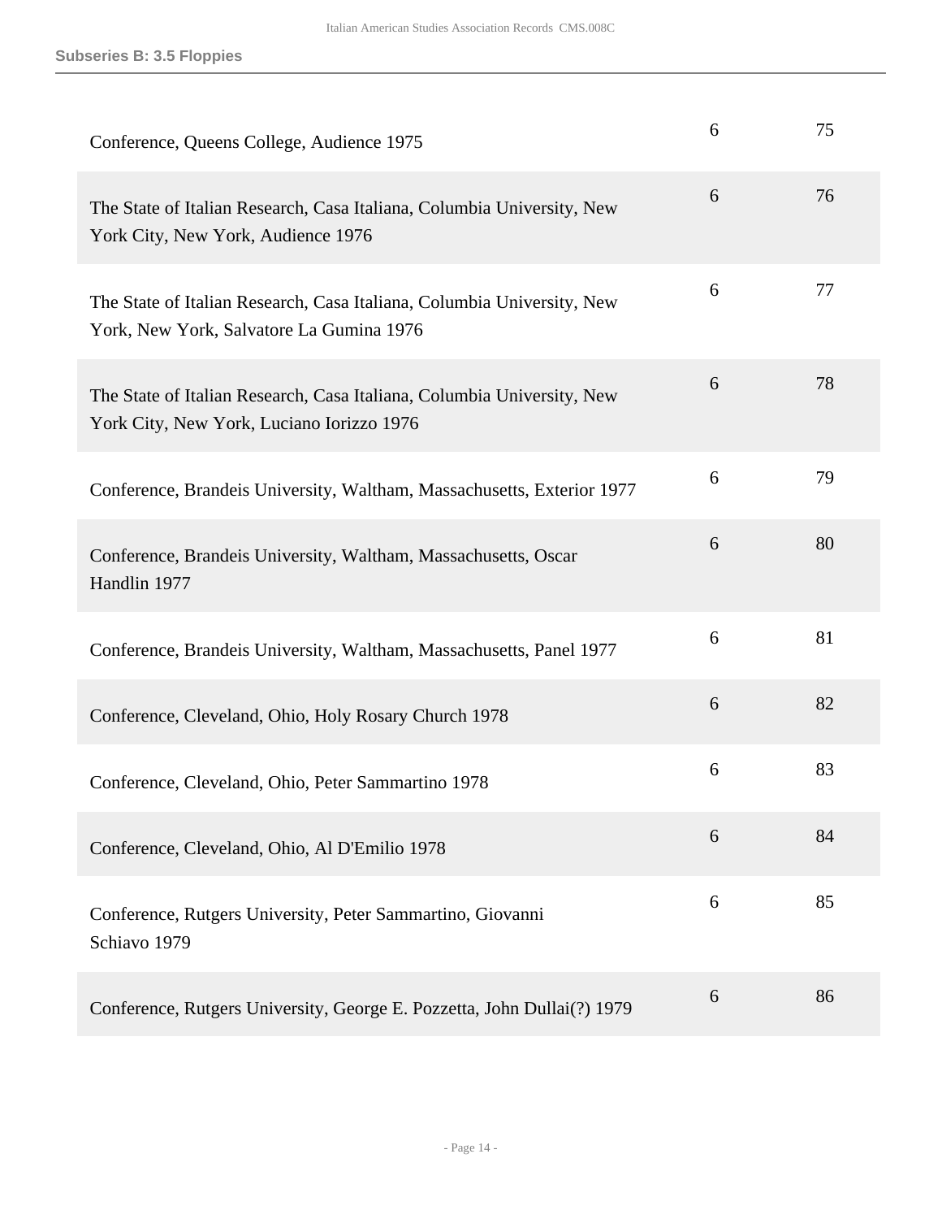| | | |
|---|---|---|
| Conference, Queens College, Audience 1975 | 6 | 75 |
| The State of Italian Research, Casa Italiana, Columbia University, New York City, New York, Audience 1976 | 6 | 76 |
| The State of Italian Research, Casa Italiana, Columbia University, New York, New York, Salvatore La Gumina 1976 | 6 | 77 |
| The State of Italian Research, Casa Italiana, Columbia University, New York City, New York, Luciano Iorizzo 1976 | 6 | 78 |
| Conference, Brandeis University, Waltham, Massachusetts, Exterior 1977 | 6 | 79 |
| Conference, Brandeis University, Waltham, Massachusetts, Oscar Handlin 1977 | 6 | 80 |
| Conference, Brandeis University, Waltham, Massachusetts, Panel 1977 | 6 | 81 |
| Conference, Cleveland, Ohio, Holy Rosary Church 1978 | 6 | 82 |
| Conference, Cleveland, Ohio, Peter Sammartino 1978 | 6 | 83 |
| Conference, Cleveland, Ohio, Al D'Emilio 1978 | 6 | 84 |
| Conference, Rutgers University, Peter Sammartino, Giovanni Schiavo 1979 | 6 | 85 |
| Conference, Rutgers University, George E. Pozzetta, John Dullai(?) 1979 | 6 | 86 |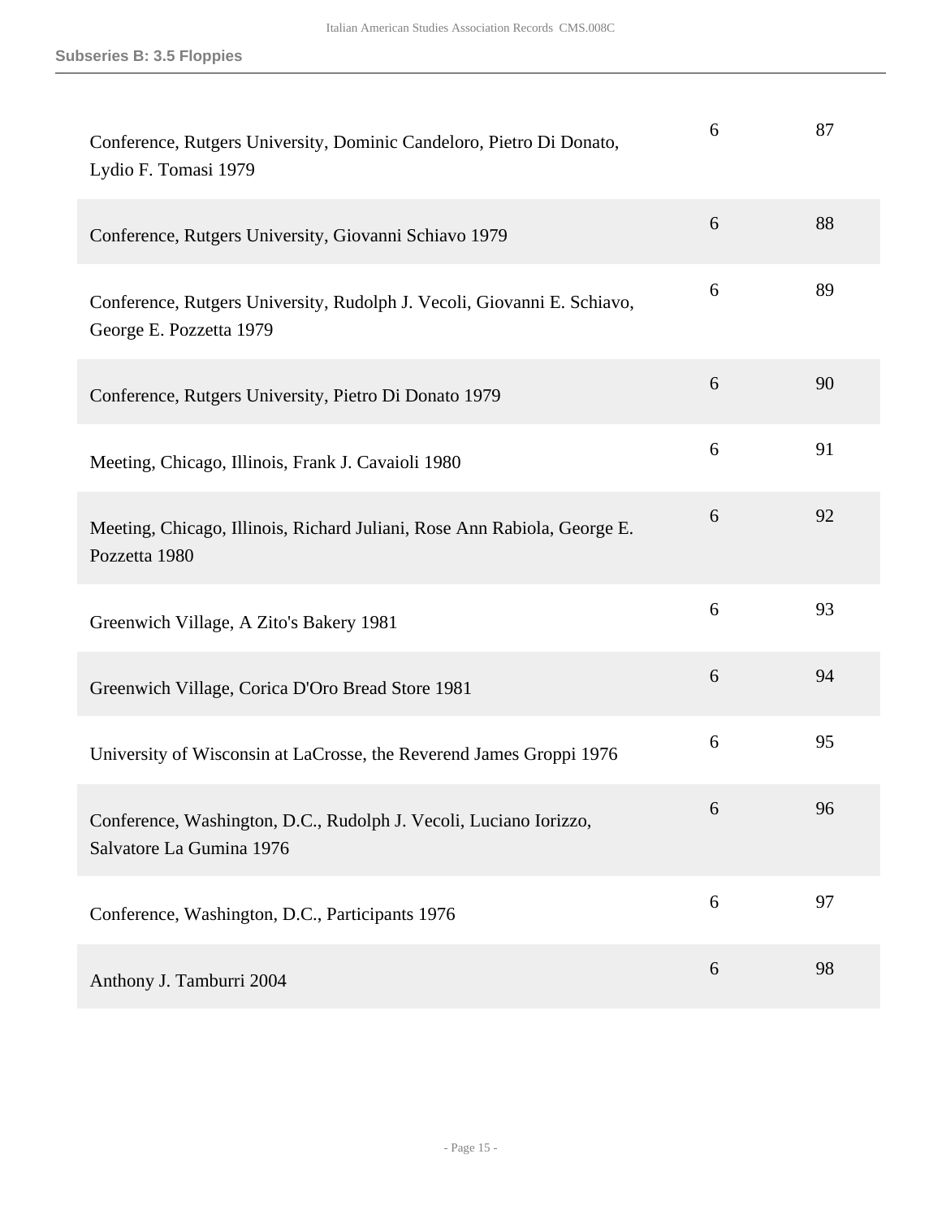**Subseries B: 3.5 Floppies**

| | | |
|---|---|---|
| Conference, Rutgers University, Dominic Candeloro, Pietro Di Donato, Lydio F. Tomasi 1979 | 6 | 87 |
| Conference, Rutgers University, Giovanni Schiavo 1979 | 6 | 88 |
| Conference, Rutgers University, Rudolph J. Vecoli, Giovanni E. Schiavo, George E. Pozzetta 1979 | 6 | 89 |
| Conference, Rutgers University, Pietro Di Donato 1979 | 6 | 90 |
| Meeting, Chicago, Illinois, Frank J. Cavaioli 1980 | 6 | 91 |
| Meeting, Chicago, Illinois, Richard Juliani, Rose Ann Rabiola, George E. Pozzetta 1980 | 6 | 92 |
| Greenwich Village, A Zito's Bakery 1981 | 6 | 93 |
| Greenwich Village, Corica D'Oro Bread Store 1981 | 6 | 94 |
| University of Wisconsin at LaCrosse, the Reverend James Groppi 1976 | 6 | 95 |
| Conference, Washington, D.C., Rudolph J. Vecoli, Luciano Iorizzo, Salvatore La Gumina 1976 | 6 | 96 |
| Conference, Washington, D.C., Participants 1976 | 6 | 97 |
| Anthony J. Tamburri 2004 | 6 | 98 |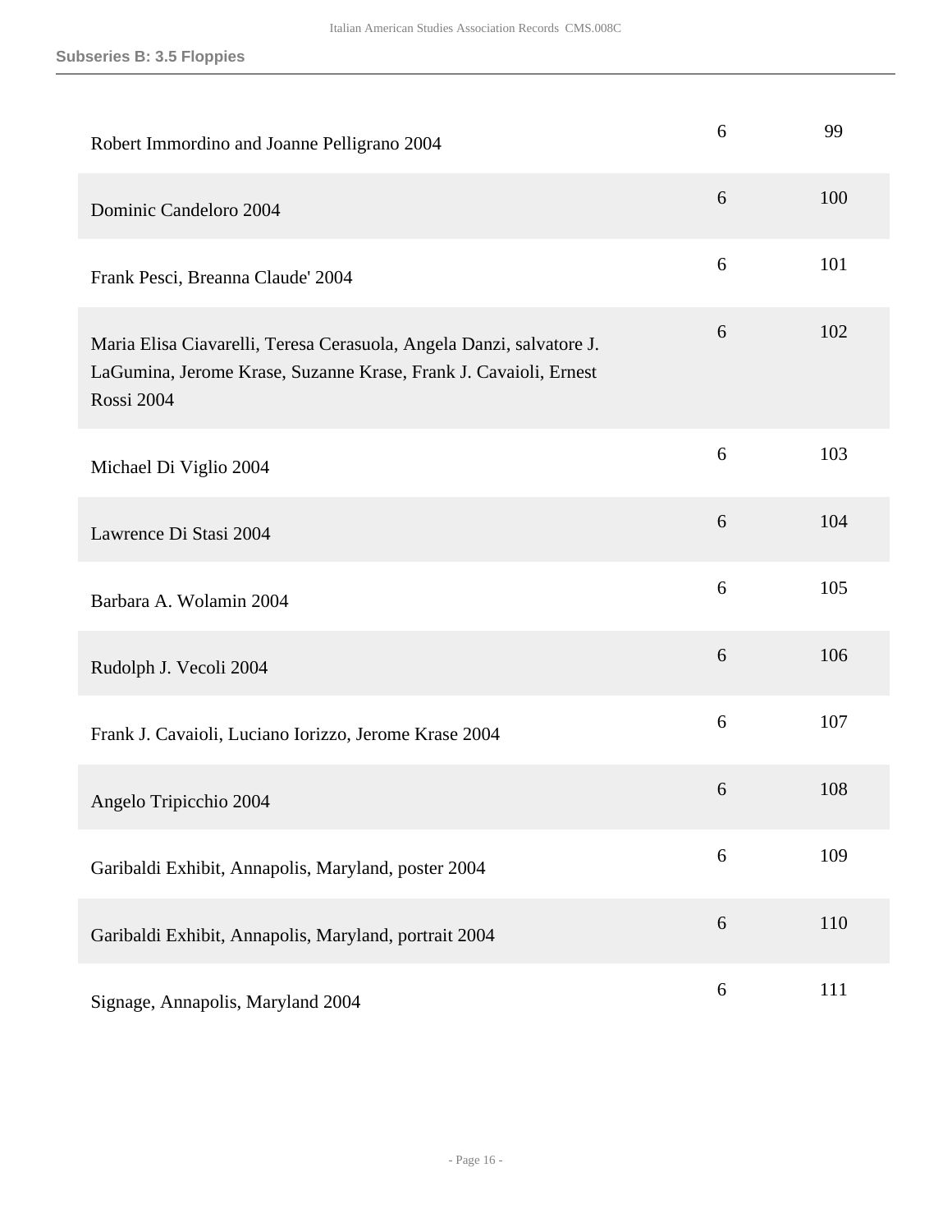### Subseries B: 3.5 Floppies

| | | |
|---|---|---|
| Robert Immordino and Joanne Pelligrano 2004 | 6 | 99 |
| Dominic Candeloro 2004 | 6 | 100 |
| Frank Pesci, Breanna Claude' 2004 | 6 | 101 |
| Maria Elisa Ciavarelli, Teresa Cerasuola, Angela Danzi, salvatore J. LaGumina, Jerome Krase, Suzanne Krase, Frank J. Cavaioli, Ernest Rossi 2004 | 6 | 102 |
| Michael Di Viglio 2004 | 6 | 103 |
| Lawrence Di Stasi 2004 | 6 | 104 |
| Barbara A. Wolamin 2004 | 6 | 105 |
| Rudolph J. Vecoli 2004 | 6 | 106 |
| Frank J. Cavaioli, Luciano Iorizzo, Jerome Krase 2004 | 6 | 107 |
| Angelo Tripicchio 2004 | 6 | 108 |
| Garibaldi Exhibit, Annapolis, Maryland, poster 2004 | 6 | 109 |
| Garibaldi Exhibit, Annapolis, Maryland, portrait 2004 | 6 | 110 |
| Signage, Annapolis, Maryland 2004 | 6 | 111 |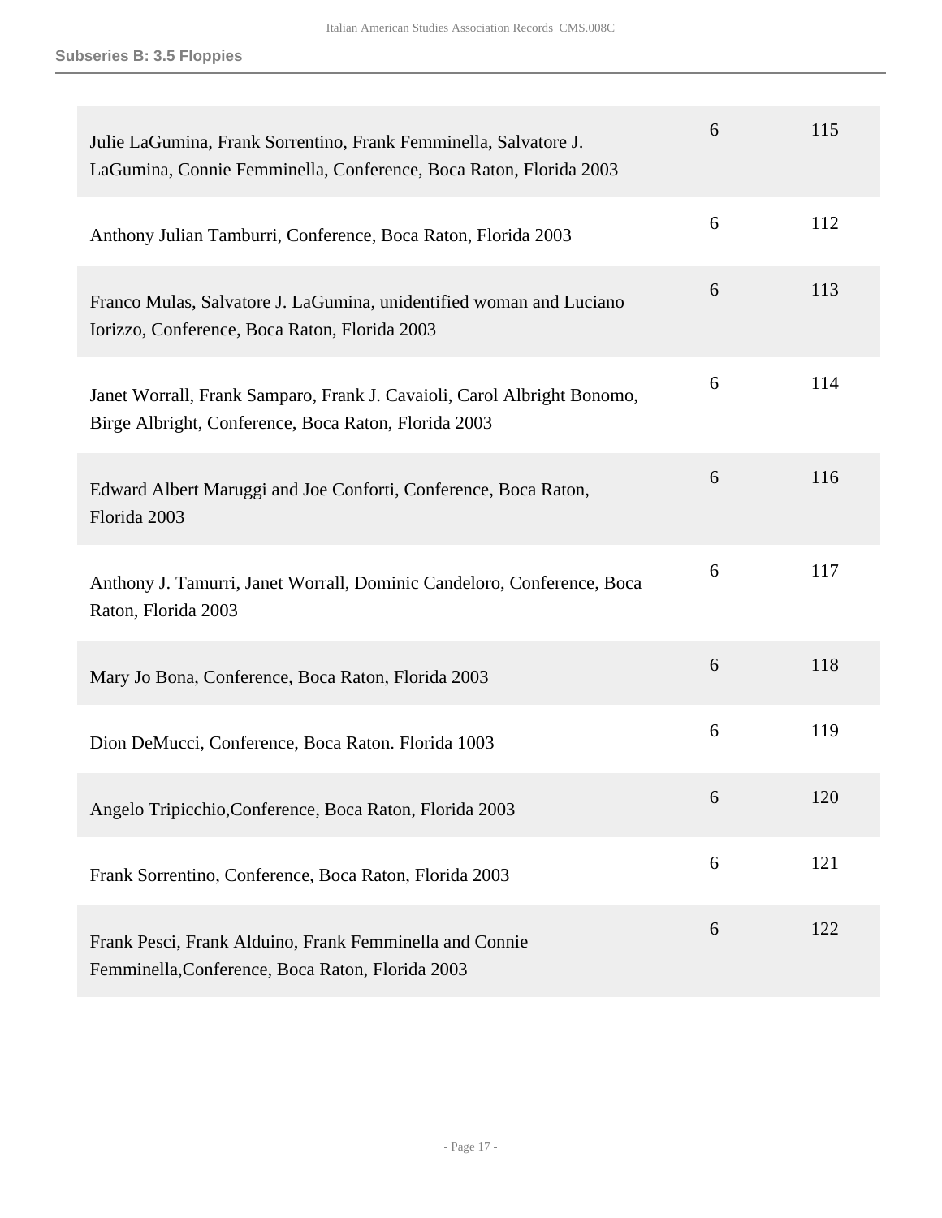**Subseries B: 3.5 Floppies**

| | | |
|---|---|---|
| Julie LaGumina, Frank Sorrentino, Frank Femminella, Salvatore J. LaGumina, Connie Femminella, Conference, Boca Raton, Florida 2003 | 6 | 115 |
| Anthony Julian Tamburri, Conference, Boca Raton, Florida 2003 | 6 | 112 |
| Franco Mulas, Salvatore J. LaGumina, unidentified woman and Luciano Iorizzo, Conference, Boca Raton, Florida 2003 | 6 | 113 |
| Janet Worrall, Frank Samparo, Frank J. Cavaioli, Carol Albright Bonomo, Birge Albright, Conference, Boca Raton, Florida 2003 | 6 | 114 |
| Edward Albert Maruggi and Joe Conforti, Conference, Boca Raton, Florida 2003 | 6 | 116 |
| Anthony J. Tamurri, Janet Worrall, Dominic Candeloro, Conference, Boca Raton, Florida 2003 | 6 | 117 |
| Mary Jo Bona, Conference, Boca Raton, Florida 2003 | 6 | 118 |
| Dion DeMucci, Conference, Boca Raton. Florida 1003 | 6 | 119 |
| Angelo Tripicchio,Conference, Boca Raton, Florida 2003 | 6 | 120 |
| Frank Sorrentino, Conference, Boca Raton, Florida 2003 | 6 | 121 |
| Frank Pesci, Frank Alduino, Frank Femminella and Connie Femminella,Conference, Boca Raton, Florida 2003 | 6 | 122 |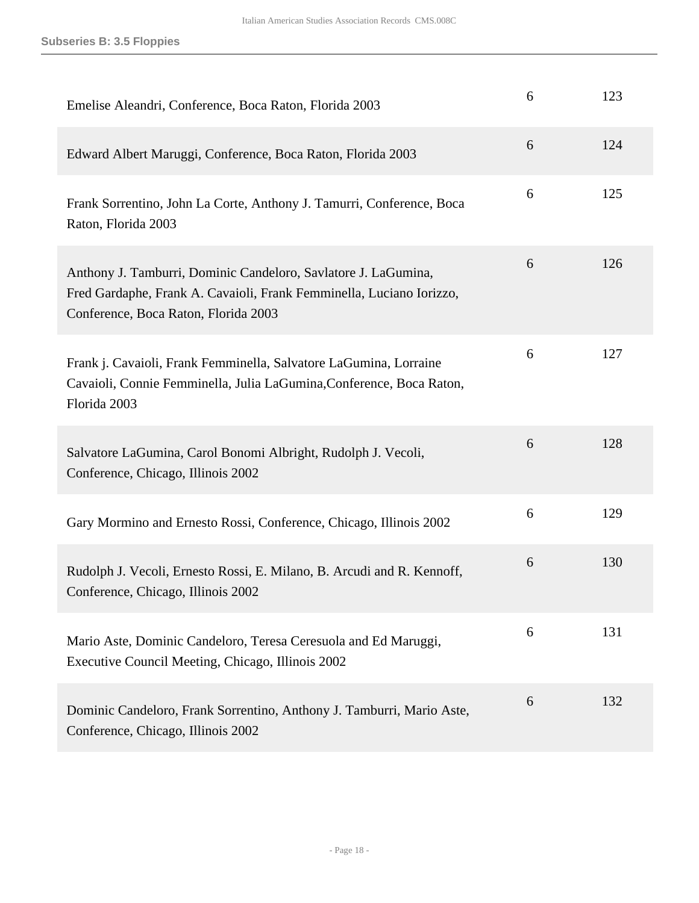### Subseries B: 3.5 Floppies

| | | |
|---|---|---|
| Emelise Aleandri, Conference, Boca Raton, Florida 2003 | 6 | 123 |
| Edward Albert Maruggi, Conference, Boca Raton, Florida 2003 | 6 | 124 |
| Frank Sorrentino, John La Corte, Anthony J. Tamurri, Conference, Boca Raton, Florida 2003 | 6 | 125 |
| Anthony J. Tamburri, Dominic Candeloro, Savlatore J. LaGumina, Fred Gardaphe, Frank A. Cavaioli, Frank Femminella, Luciano Iorizzo, Conference, Boca Raton, Florida 2003 | 6 | 126 |
| Frank j. Cavaioli, Frank Femminella, Salvatore LaGumina, Lorraine Cavaioli, Connie Femminella, Julia LaGumina,Conference, Boca Raton, Florida 2003 | 6 | 127 |
| Salvatore LaGumina, Carol Bonomi Albright, Rudolph J. Vecoli, Conference, Chicago, Illinois 2002 | 6 | 128 |
| Gary Mormino and Ernesto Rossi, Conference, Chicago, Illinois 2002 | 6 | 129 |
| Rudolph J. Vecoli, Ernesto Rossi, E. Milano, B. Arcudi and R. Kennoff, Conference, Chicago, Illinois 2002 | 6 | 130 |
| Mario Aste, Dominic Candeloro, Teresa Ceresuola and Ed Maruggi, Executive Council Meeting, Chicago, Illinois 2002 | 6 | 131 |
| Dominic Candeloro, Frank Sorrentino, Anthony J. Tamburri, Mario Aste, Conference, Chicago, Illinois 2002 | 6 | 132 |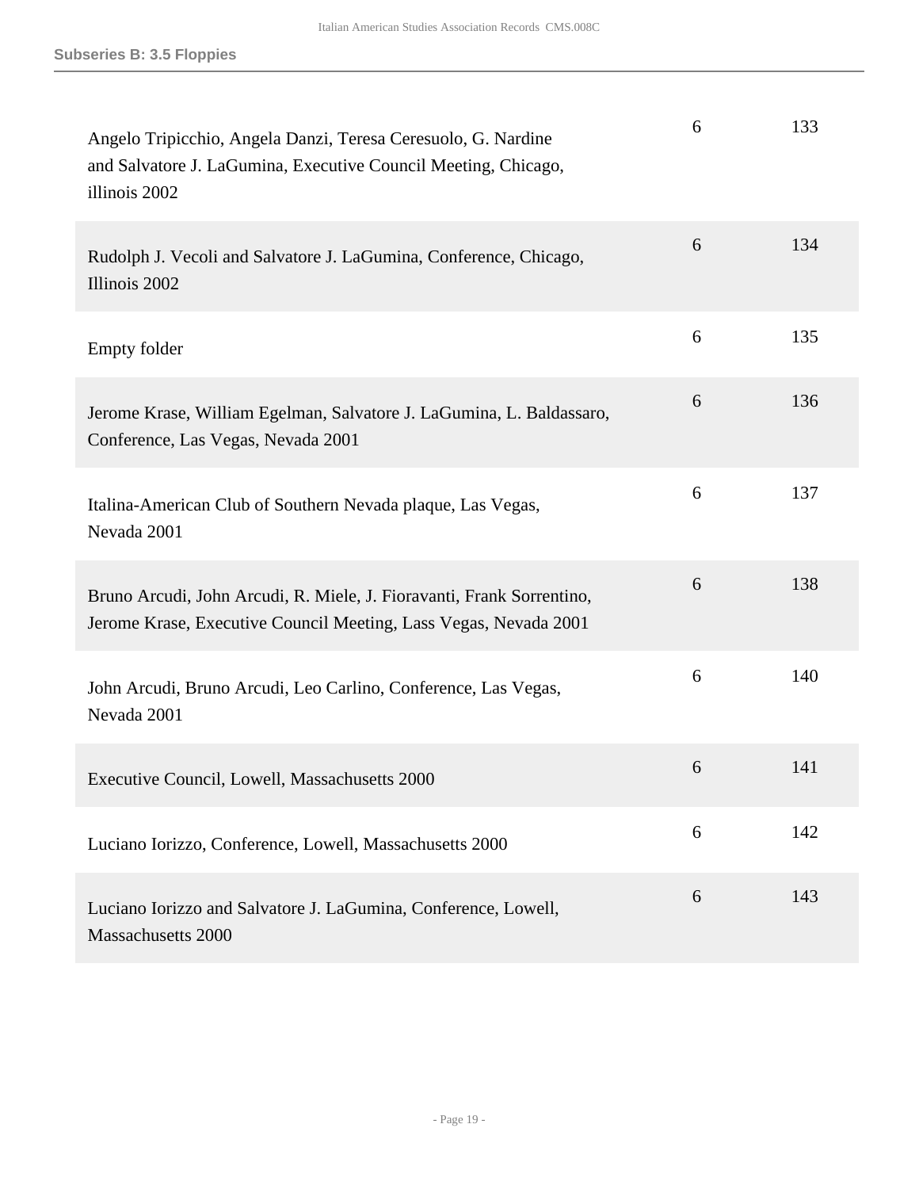**Subseries B: 3.5 Floppies**

| | | |
|---|---|---|
| Angelo Tripicchio, Angela Danzi, Teresa Ceresuolo, G. Nardine and Salvatore J. LaGumina, Executive Council Meeting, Chicago, illinois 2002 | 6 | 133 |
| Rudolph J. Vecoli and Salvatore J. LaGumina, Conference, Chicago, Illinois 2002 | 6 | 134 |
| Empty folder | 6 | 135 |
| Jerome Krase, William Egelman, Salvatore J. LaGumina, L. Baldassaro, Conference, Las Vegas, Nevada 2001 | 6 | 136 |
| Italina-American Club of Southern Nevada plaque, Las Vegas, Nevada 2001 | 6 | 137 |
| Bruno Arcudi, John Arcudi, R. Miele, J. Fioravanti, Frank Sorrentino, Jerome Krase, Executive Council Meeting, Lass Vegas, Nevada 2001 | 6 | 138 |
| John Arcudi, Bruno Arcudi, Leo Carlino, Conference, Las Vegas, Nevada 2001 | 6 | 140 |
| Executive Council, Lowell, Massachusetts 2000 | 6 | 141 |
| Luciano Iorizzo, Conference, Lowell, Massachusetts 2000 | 6 | 142 |
| Luciano Iorizzo and Salvatore J. LaGumina, Conference, Lowell, Massachusetts 2000 | 6 | 143 |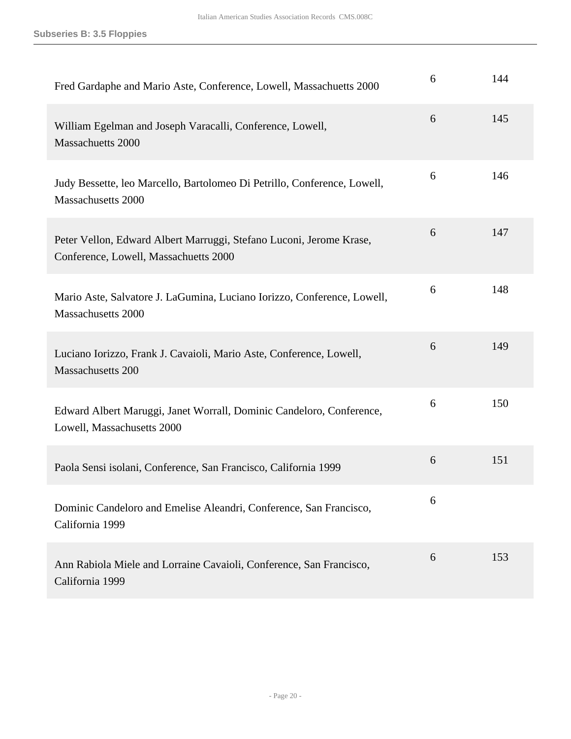| | | |
|---|---|---|
| Fred Gardaphe and Mario Aste, Conference, Lowell, Massachuetts 2000 | 6 | 144 |
| William Egelman and Joseph Varacalli, Conference, Lowell, Massachuetts 2000 | 6 | 145 |
| Judy Bessette, leo Marcello, Bartolomeo Di Petrillo, Conference, Lowell, Massachusetts 2000 | 6 | 146 |
| Peter Vellon, Edward Albert Marruggi, Stefano Luconi, Jerome Krase, Conference, Lowell, Massachuetts 2000 | 6 | 147 |
| Mario Aste, Salvatore J. LaGumina, Luciano Iorizzo, Conference, Lowell, Massachusetts 2000 | 6 | 148 |
| Luciano Iorizzo, Frank J. Cavaioli, Mario Aste, Conference, Lowell, Massachusetts 200 | 6 | 149 |
| Edward Albert Maruggi, Janet Worrall, Dominic Candeloro, Conference, Lowell, Massachusetts 2000 | 6 | 150 |
| Paola Sensi isolani, Conference, San Francisco, California 1999 | 6 | 151 |
| Dominic Candeloro and Emelise Aleandri, Conference, San Francisco, California 1999 | 6 | |
| Ann Rabiola Miele and Lorraine Cavaioli, Conference, San Francisco, California 1999 | 6 | 153 |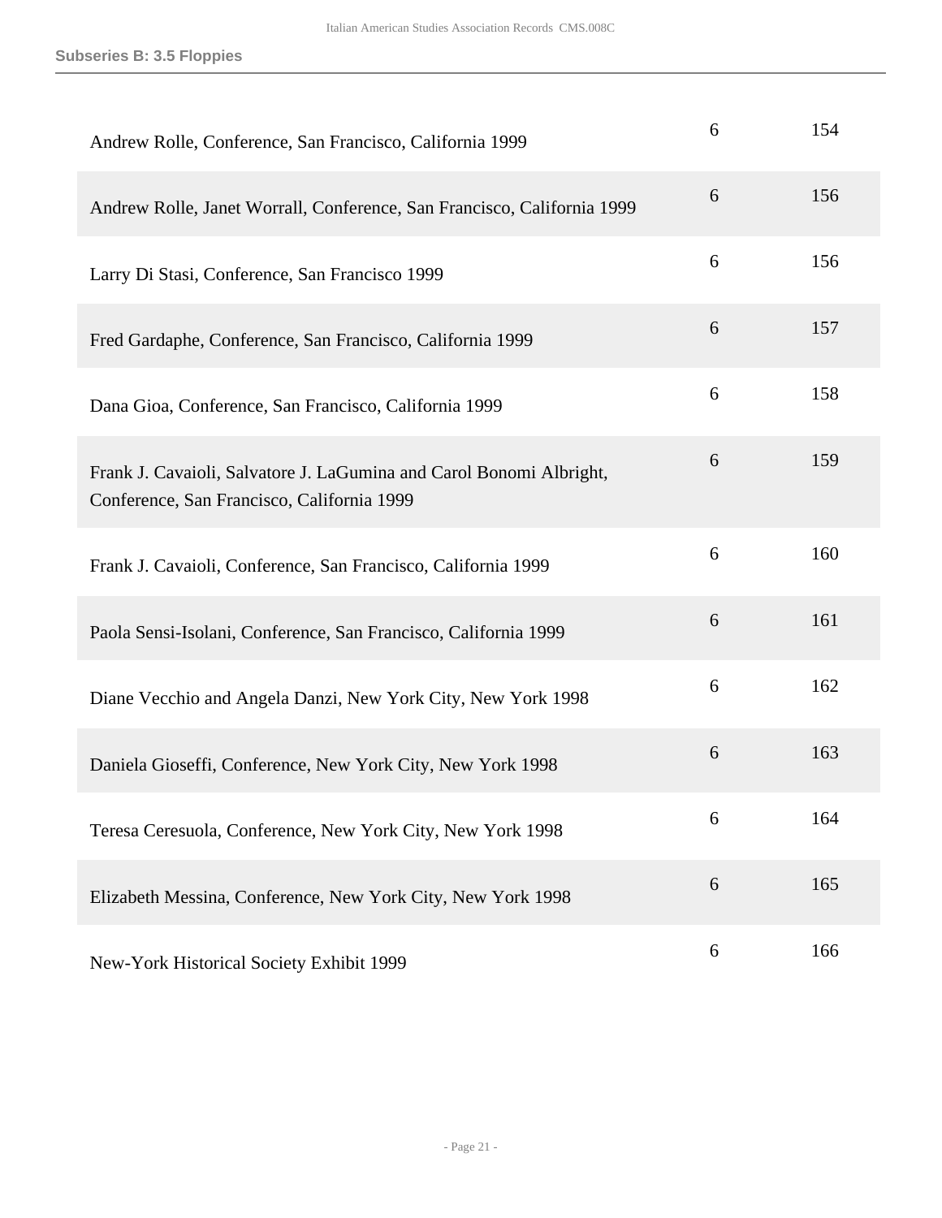**Subseries B: 3.5 Floppies**

| | | |
|---|---|---|
| Andrew Rolle, Conference, San Francisco, California 1999 | 6 | 154 |
| Andrew Rolle, Janet Worrall, Conference, San Francisco, California 1999 | 6 | 156 |
| Larry Di Stasi, Conference, San Francisco 1999 | 6 | 156 |
| Fred Gardaphe, Conference, San Francisco, California 1999 | 6 | 157 |
| Dana Gioa, Conference, San Francisco, California 1999 | 6 | 158 |
| Frank J. Cavaioli, Salvatore J. LaGumina and Carol Bonomi Albright, Conference, San Francisco, California 1999 | 6 | 159 |
| Frank J. Cavaioli, Conference, San Francisco, California 1999 | 6 | 160 |
| Paola Sensi-Isolani, Conference, San Francisco, California 1999 | 6 | 161 |
| Diane Vecchio and Angela Danzi, New York City, New York 1998 | 6 | 162 |
| Daniela Gioseffi, Conference, New York City, New York 1998 | 6 | 163 |
| Teresa Ceresuola, Conference, New York City, New York 1998 | 6 | 164 |
| Elizabeth Messina, Conference, New York City, New York 1998 | 6 | 165 |
| New-York Historical Society Exhibit 1999 | 6 | 166 |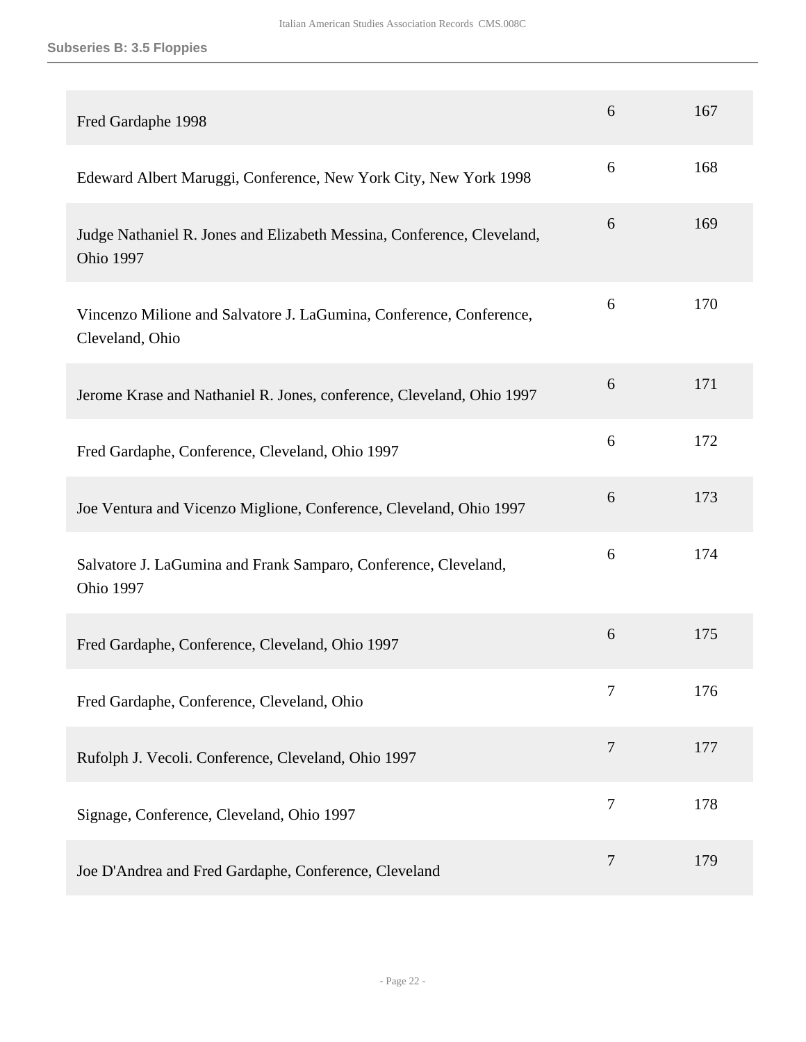**Subseries B: 3.5 Floppies**

| | | |
|---|---|---|
| Fred Gardaphe 1998 | 6 | 167 |
| Edeward Albert Maruggi, Conference, New York City, New York 1998 | 6 | 168 |
| Judge Nathaniel R. Jones and Elizabeth Messina, Conference, Cleveland, Ohio 1997 | 6 | 169 |
| Vincenzo Milione and Salvatore J. LaGumina, Conference, Conference, Cleveland, Ohio | 6 | 170 |
| Jerome Krase and Nathaniel R. Jones, conference, Cleveland, Ohio 1997 | 6 | 171 |
| Fred Gardaphe, Conference, Cleveland, Ohio 1997 | 6 | 172 |
| Joe Ventura and Vicenzo Miglione, Conference, Cleveland, Ohio 1997 | 6 | 173 |
| Salvatore J. LaGumina and Frank Samparo, Conference, Cleveland, Ohio 1997 | 6 | 174 |
| Fred Gardaphe, Conference, Cleveland, Ohio 1997 | 6 | 175 |
| Fred Gardaphe, Conference, Cleveland, Ohio | 7 | 176 |
| Rufolph J. Vecoli. Conference, Cleveland, Ohio 1997 | 7 | 177 |
| Signage, Conference, Cleveland, Ohio 1997 | 7 | 178 |
| Joe D'Andrea and Fred Gardaphe, Conference, Cleveland | 7 | 179 |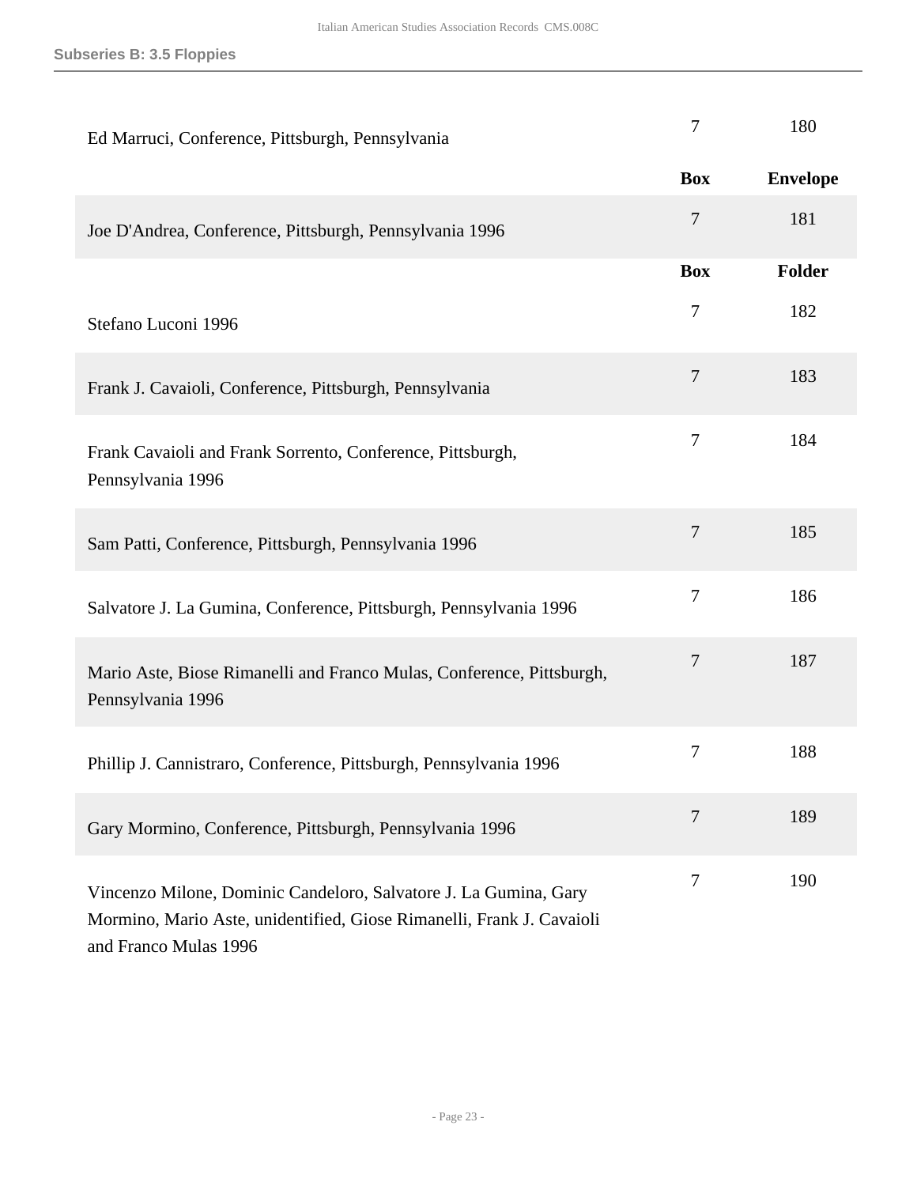### Subseries B: 3.5 Floppies

| | Box | Envelope |
|---|---|---|
| Ed Marruci, Conference, Pittsburgh, Pennsylvania | 7 | 180 |

| | Box | Envelope |
|---|---|---|
| Joe D'Andrea, Conference, Pittsburgh, Pennsylvania 1996 | 7 | 181 |

| | Box | Folder |
|---|---|---|
| Stefano Luconi 1996 | 7 | 182 |
| Frank J. Cavaioli, Conference, Pittsburgh, Pennsylvania | 7 | 183 |
| Frank Cavaioli and Frank Sorrento, Conference, Pittsburgh, Pennsylvania 1996 | 7 | 184 |
| Sam Patti, Conference, Pittsburgh, Pennsylvania 1996 | 7 | 185 |
| Salvatore J. La Gumina, Conference, Pittsburgh, Pennsylvania 1996 | 7 | 186 |
| Mario Aste, Biose Rimanelli and Franco Mulas, Conference, Pittsburgh, Pennsylvania 1996 | 7 | 187 |
| Phillip J. Cannistraro, Conference, Pittsburgh, Pennsylvania 1996 | 7 | 188 |
| Gary Mormino, Conference, Pittsburgh, Pennsylvania 1996 | 7 | 189 |
| Vincenzo Milone, Dominic Candeloro, Salvatore J. La Gumina, Gary Mormino, Mario Aste, unidentified, Giose Rimanelli, Frank J. Cavaioli and Franco Mulas 1996 | 7 | 190 |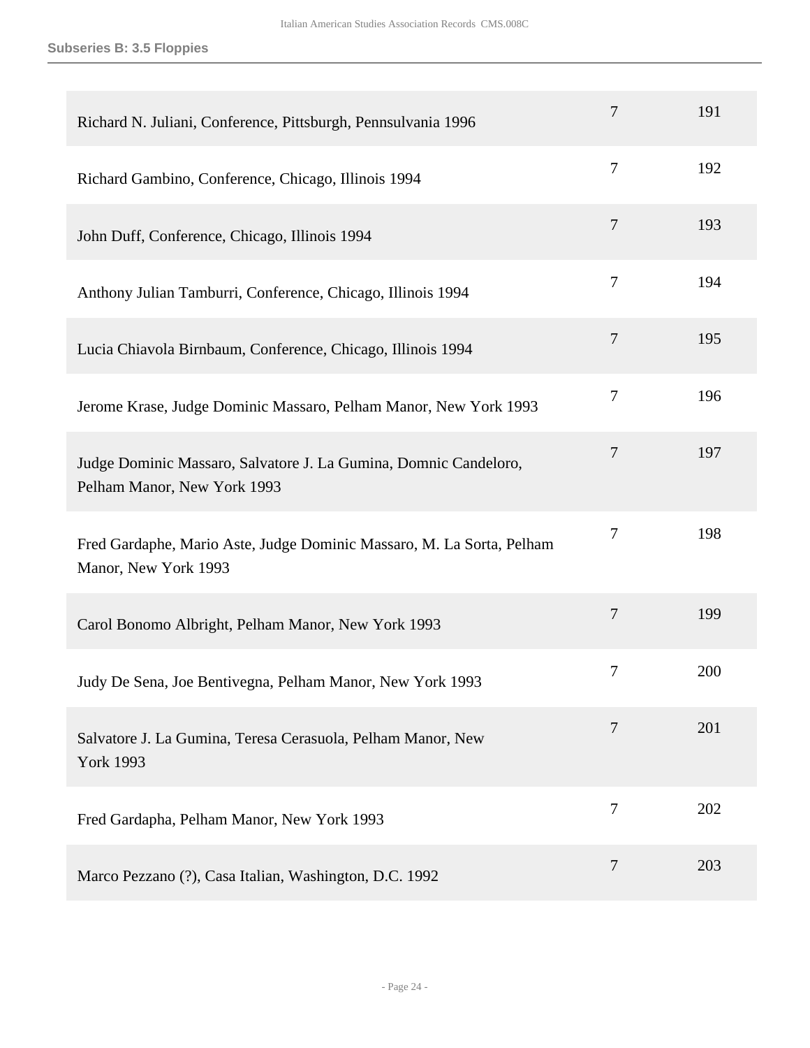### Subseries B: 3.5 Floppies

| | | |
|---|---|---|
| Richard N. Juliani, Conference, Pittsburgh, Pennsulvania 1996 | 7 | 191 |
| Richard Gambino, Conference, Chicago, Illinois 1994 | 7 | 192 |
| John Duff, Conference, Chicago, Illinois 1994 | 7 | 193 |
| Anthony Julian Tamburri, Conference, Chicago, Illinois 1994 | 7 | 194 |
| Lucia Chiavola Birnbaum, Conference, Chicago, Illinois 1994 | 7 | 195 |
| Jerome Krase, Judge Dominic Massaro, Pelham Manor, New York 1993 | 7 | 196 |
| Judge Dominic Massaro, Salvatore J. La Gumina, Domnic Candeloro, Pelham Manor, New York 1993 | 7 | 197 |
| Fred Gardaphe, Mario Aste, Judge Dominic Massaro, M. La Sorta, Pelham Manor, New York 1993 | 7 | 198 |
| Carol Bonomo Albright, Pelham Manor, New York 1993 | 7 | 199 |
| Judy De Sena, Joe Bentivegna, Pelham Manor, New York 1993 | 7 | 200 |
| Salvatore J. La Gumina, Teresa Cerasuola, Pelham Manor, New York 1993 | 7 | 201 |
| Fred Gardapha, Pelham Manor, New York 1993 | 7 | 202 |
| Marco Pezzano (?), Casa Italian, Washington, D.C. 1992 | 7 | 203 |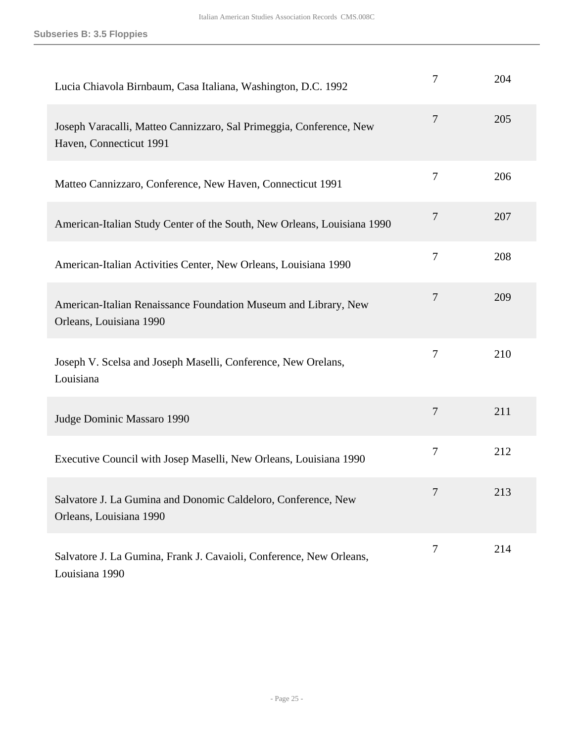### Subseries B: 3.5 Floppies

| | | |
|---|---|---|
| Lucia Chiavola Birnbaum, Casa Italiana, Washington, D.C. 1992 | 7 | 204 |
| Joseph Varacalli, Matteo Cannizzaro, Sal Primeggia, Conference, New Haven, Connecticut 1991 | 7 | 205 |
| Matteo Cannizzaro, Conference, New Haven, Connecticut 1991 | 7 | 206 |
| American-Italian Study Center of the South, New Orleans, Louisiana 1990 | 7 | 207 |
| American-Italian Activities Center, New Orleans, Louisiana 1990 | 7 | 208 |
| American-Italian Renaissance Foundation Museum and Library, New Orleans, Louisiana 1990 | 7 | 209 |
| Joseph V. Scelsa and Joseph Maselli, Conference, New Orelans, Louisiana | 7 | 210 |
| Judge Dominic Massaro 1990 | 7 | 211 |
| Executive Council with Josep Maselli, New Orleans, Louisiana 1990 | 7 | 212 |
| Salvatore J. La Gumina and Donomic Caldeloro, Conference, New Orleans, Louisiana 1990 | 7 | 213 |
| Salvatore J. La Gumina, Frank J. Cavaioli, Conference, New Orleans, Louisiana 1990 | 7 | 214 |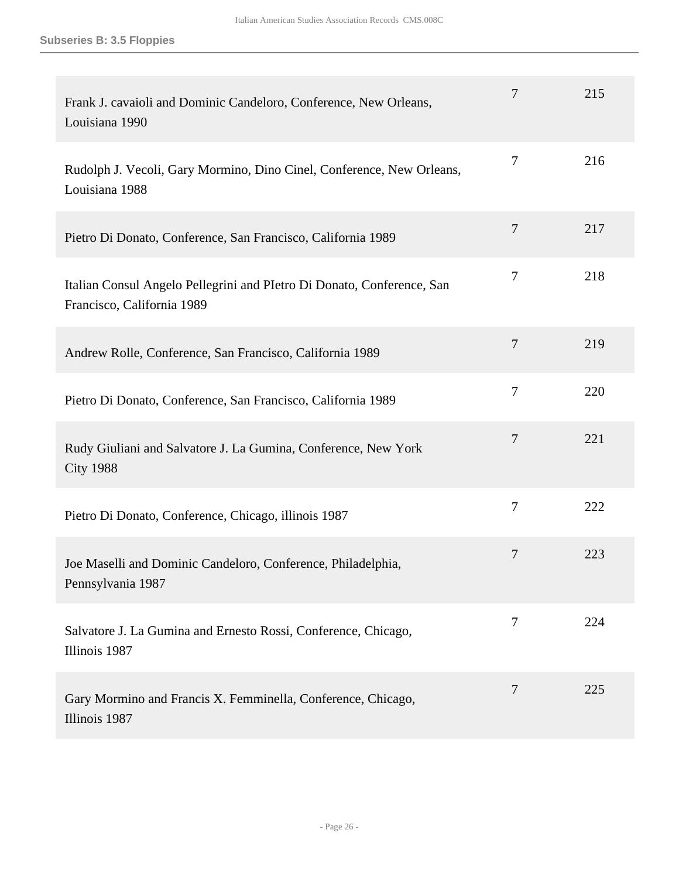**Subseries B: 3.5 Floppies**

| | | |
|---|---|---|
| Frank J. cavaioli and Dominic Candeloro, Conference, New Orleans, Louisiana 1990 | 7 | 215 |
| Rudolph J. Vecoli, Gary Mormino, Dino Cinel, Conference, New Orleans, Louisiana 1988 | 7 | 216 |
| Pietro Di Donato, Conference, San Francisco, California 1989 | 7 | 217 |
| Italian Consul Angelo Pellegrini and PIetro Di Donato, Conference, San Francisco, California 1989 | 7 | 218 |
| Andrew Rolle, Conference, San Francisco, California 1989 | 7 | 219 |
| Pietro Di Donato, Conference, San Francisco, California 1989 | 7 | 220 |
| Rudy Giuliani and Salvatore J. La Gumina, Conference, New York City 1988 | 7 | 221 |
| Pietro Di Donato, Conference, Chicago, illinois 1987 | 7 | 222 |
| Joe Maselli and Dominic Candeloro, Conference, Philadelphia, Pennsylvania 1987 | 7 | 223 |
| Salvatore J. La Gumina and Ernesto Rossi, Conference, Chicago, Illinois 1987 | 7 | 224 |
| Gary Mormino and Francis X. Femminella, Conference, Chicago, Illinois 1987 | 7 | 225 |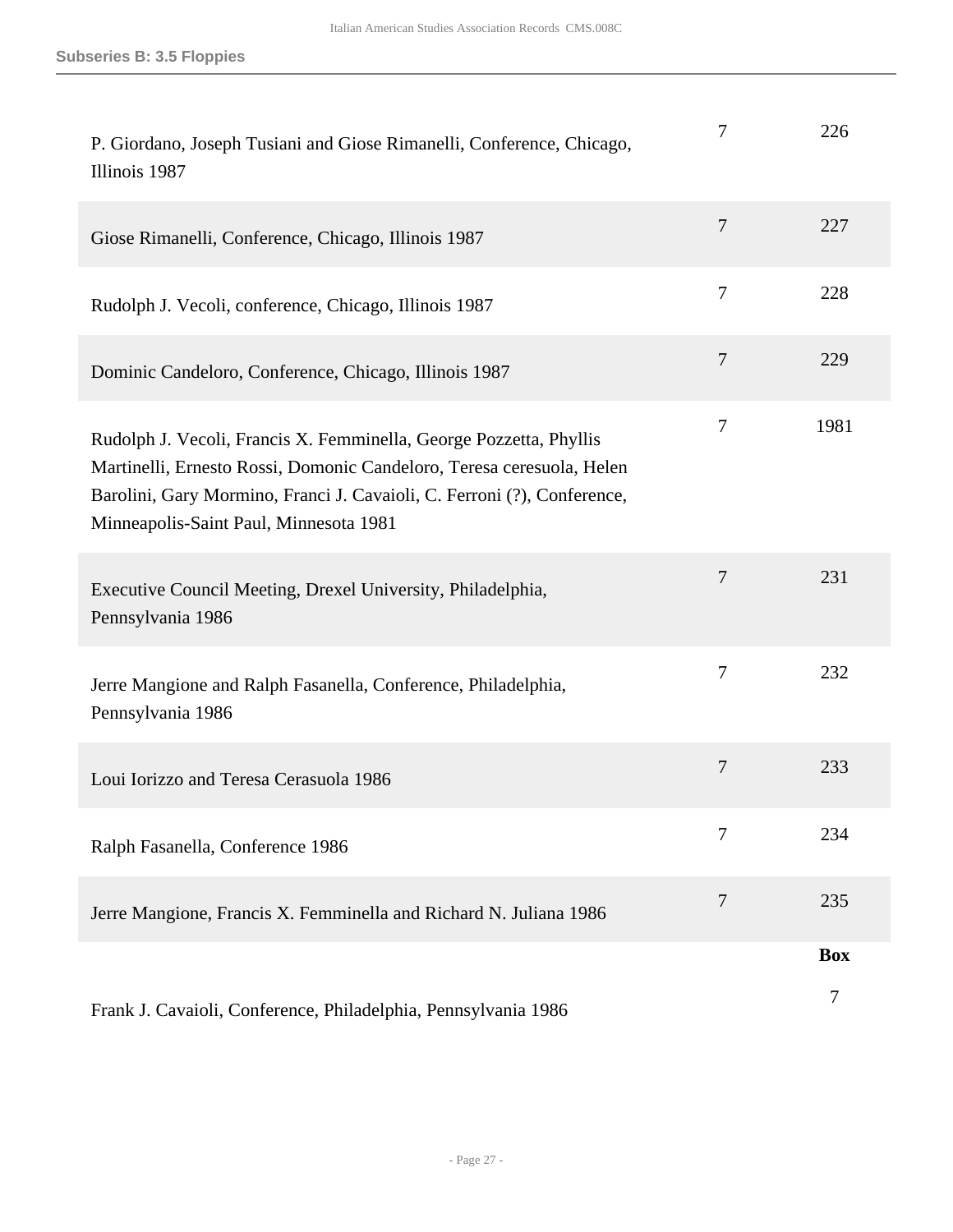**Subseries B: 3.5 Floppies**

| | | |
|---|---|---|
| P. Giordano, Joseph Tusiani and Giose Rimanelli, Conference, Chicago, Illinois 1987 | 7 | 226 |
| Giose Rimanelli, Conference, Chicago, Illinois 1987 | 7 | 227 |
| Rudolph J. Vecoli, conference, Chicago, Illinois 1987 | 7 | 228 |
| Dominic Candeloro, Conference, Chicago, Illinois 1987 | 7 | 229 |
| Rudolph J. Vecoli, Francis X. Femminella, George Pozzetta, Phyllis Martinelli, Ernesto Rossi, Domonic Candeloro, Teresa ceresuola, Helen Barolini, Gary Mormino, Franci J. Cavaioli, C. Ferroni (?), Conference, Minneapolis-Saint Paul, Minnesota 1981 | 7 | 1981 |
| Executive Council Meeting, Drexel University, Philadelphia, Pennsylvania 1986 | 7 | 231 |
| Jerre Mangione and Ralph Fasanella, Conference, Philadelphia, Pennsylvania 1986 | 7 | 232 |
| Loui Iorizzo and Teresa Cerasuola 1986 | 7 | 233 |
| Ralph Fasanella, Conference 1986 | 7 | 234 |
| Jerre Mangione, Francis X. Femminella and Richard N. Juliana 1986 | 7 | 235 |

| | **Box** |
|---|---|
| Frank J. Cavaioli, Conference, Philadelphia, Pennsylvania 1986 | 7 |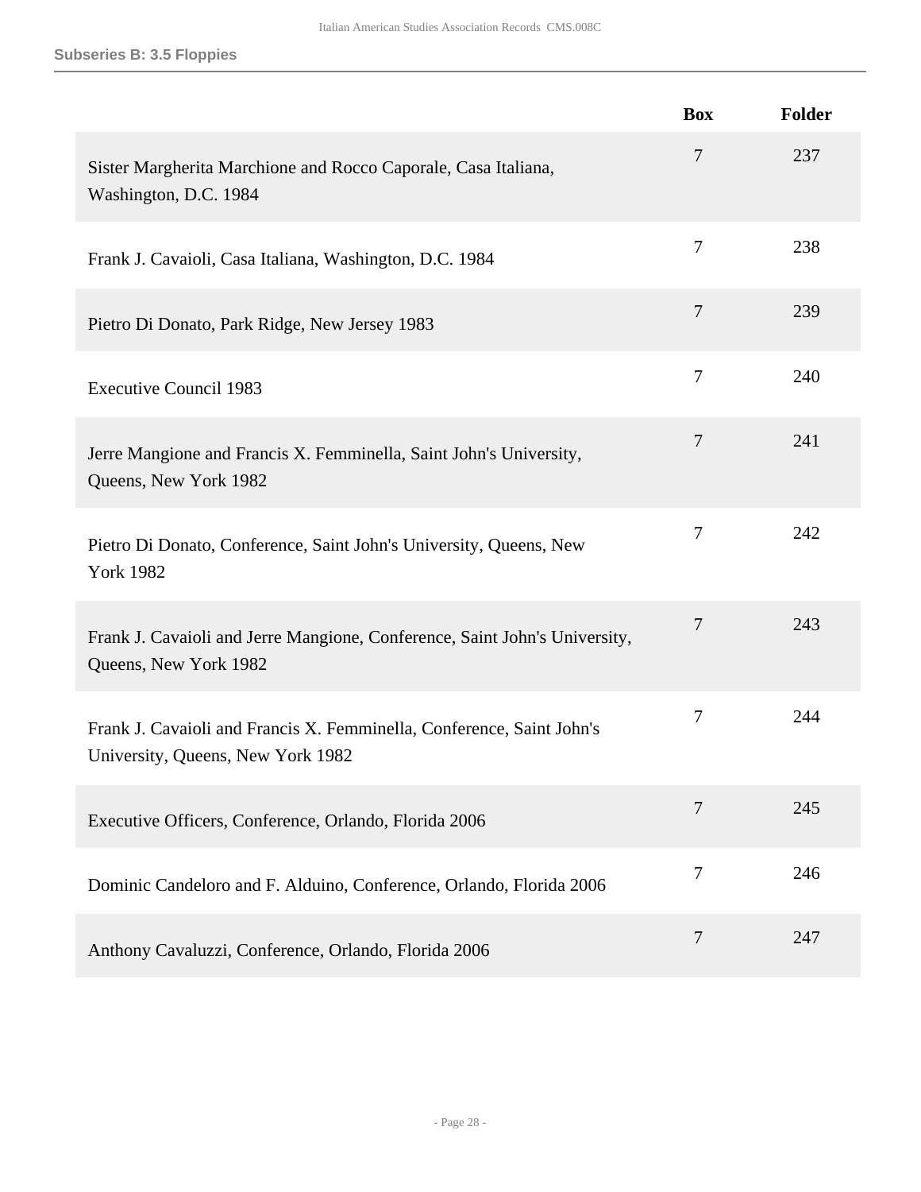**Subseries B: 3.5 Floppies**

| | Box | Folder |
|---|---|---|
| Sister Margherita Marchione and Rocco Caporale, Casa Italiana, Washington, D.C. 1984 | 7 | 237 |
| Frank J. Cavaioli, Casa Italiana, Washington, D.C. 1984 | 7 | 238 |
| Pietro Di Donato, Park Ridge, New Jersey 1983 | 7 | 239 |
| Executive Council 1983 | 7 | 240 |
| Jerre Mangione and Francis X. Femminella, Saint John's University, Queens, New York 1982 | 7 | 241 |
| Pietro Di Donato, Conference, Saint John's University, Queens, New York 1982 | 7 | 242 |
| Frank J. Cavaioli and Jerre Mangione, Conference, Saint John's University, Queens, New York 1982 | 7 | 243 |
| Frank J. Cavaioli and Francis X. Femminella, Conference, Saint John's University, Queens, New York 1982 | 7 | 244 |
| Executive Officers, Conference, Orlando, Florida 2006 | 7 | 245 |
| Dominic Candeloro and F. Alduino, Conference, Orlando, Florida 2006 | 7 | 246 |
| Anthony Cavaluzzi, Conference, Orlando, Florida 2006 | 7 | 247 |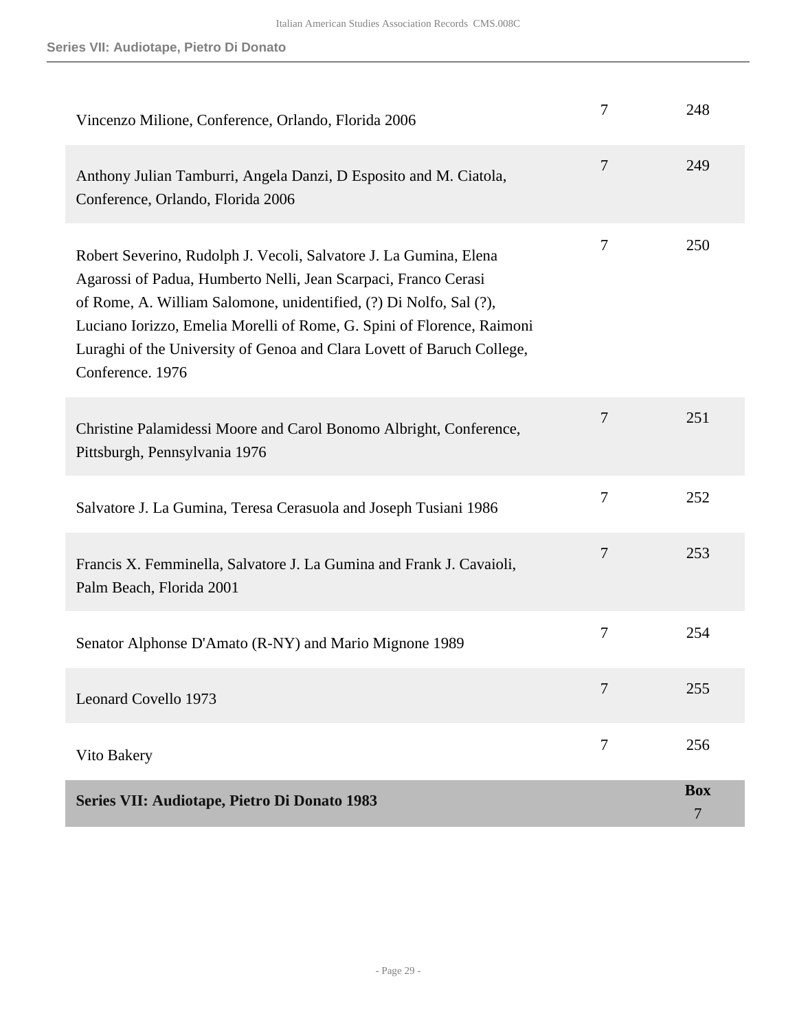| | | |
|---|---|---|
| Vincenzo Milione, Conference, Orlando, Florida 2006 | 7 | 248 |
| Anthony Julian Tamburri, Angela Danzi, D Esposito and M. Ciatola, Conference, Orlando, Florida 2006 | 7 | 249 |
| Robert Severino, Rudolph J. Vecoli, Salvatore J. La Gumina, Elena Agarossi of Padua, Humberto Nelli, Jean Scarpaci, Franco Cerasi of Rome, A. William Salomone, unidentified, (?) Di Nolfo, Sal (?), Luciano Iorizzo, Emelia Morelli of Rome, G. Spini of Florence, Raimoni Luraghi of the University of Genoa and Clara Lovett of Baruch College, Conference. 1976 | 7 | 250 |
| Christine Palamidessi Moore and Carol Bonomo Albright, Conference, Pittsburgh, Pennsylvania 1976 | 7 | 251 |
| Salvatore J. La Gumina, Teresa Cerasuola and Joseph Tusiani 1986 | 7 | 252 |
| Francis X. Femminella, Salvatore J. La Gumina and Frank J. Cavaioli, Palm Beach, Florida 2001 | 7 | 253 |
| Senator Alphonse D'Amato (R-NY) and Mario Mignone 1989 | 7 | 254 |
| Leonard Covello 1973 | 7 | 255 |
| Vito Bakery | 7 | 256 |
| **Series VII: Audiotape, Pietro Di Donato 1983** | | **Box** 7 |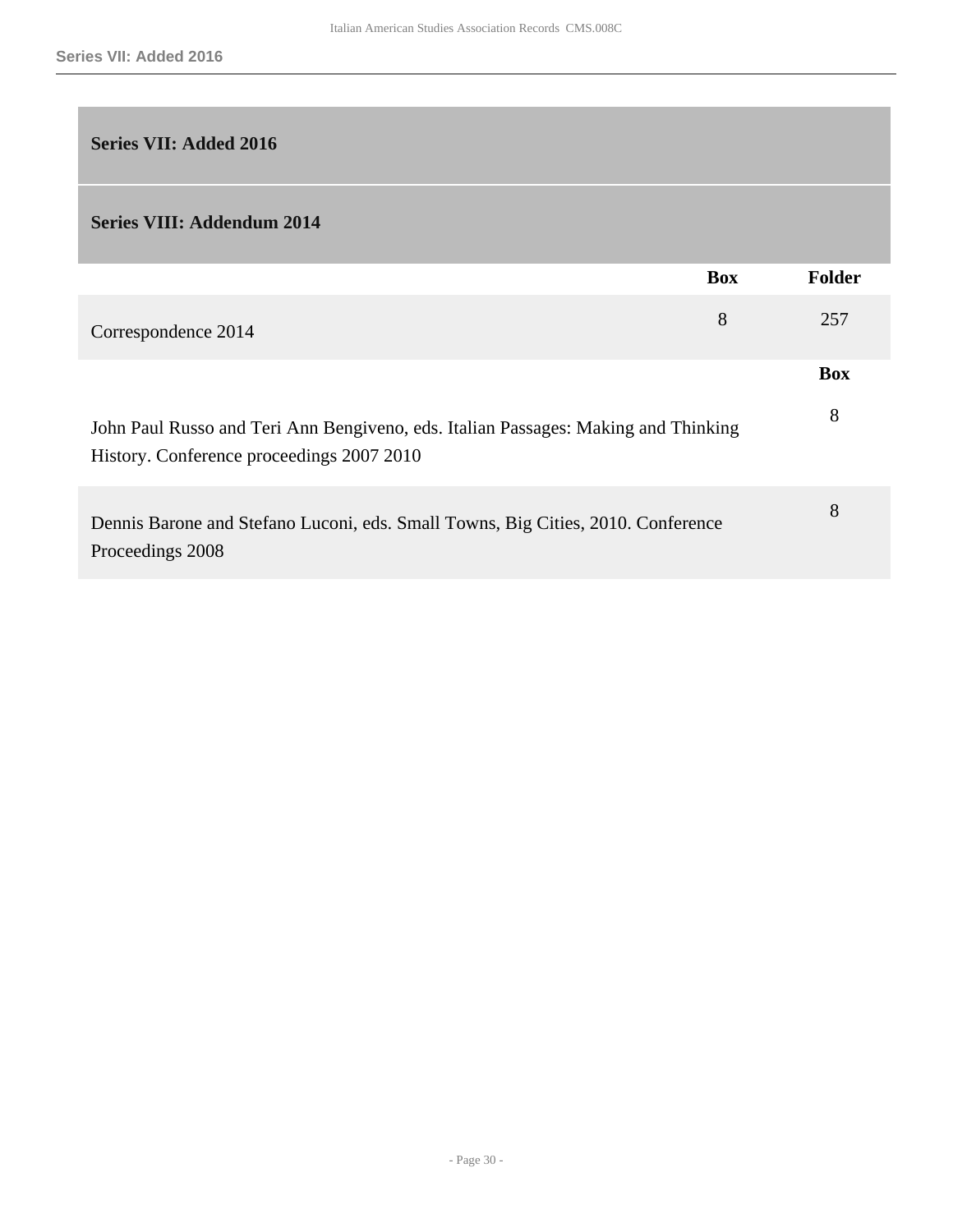## Series VII: Added 2016

## Series VIII: Addendum 2014

| | Box | Folder |
| --- | --- | --- |
| Correspondence 2014 | 8 | 257 |

| | Box |
| --- | --- |
| John Paul Russo and Teri Ann Bengiveno, eds. Italian Passages: Making and Thinking History. Conference proceedings 2007 2010 | 8 |
| Dennis Barone and Stefano Luconi, eds. Small Towns, Big Cities, 2010. Conference Proceedings 2008 | 8 |